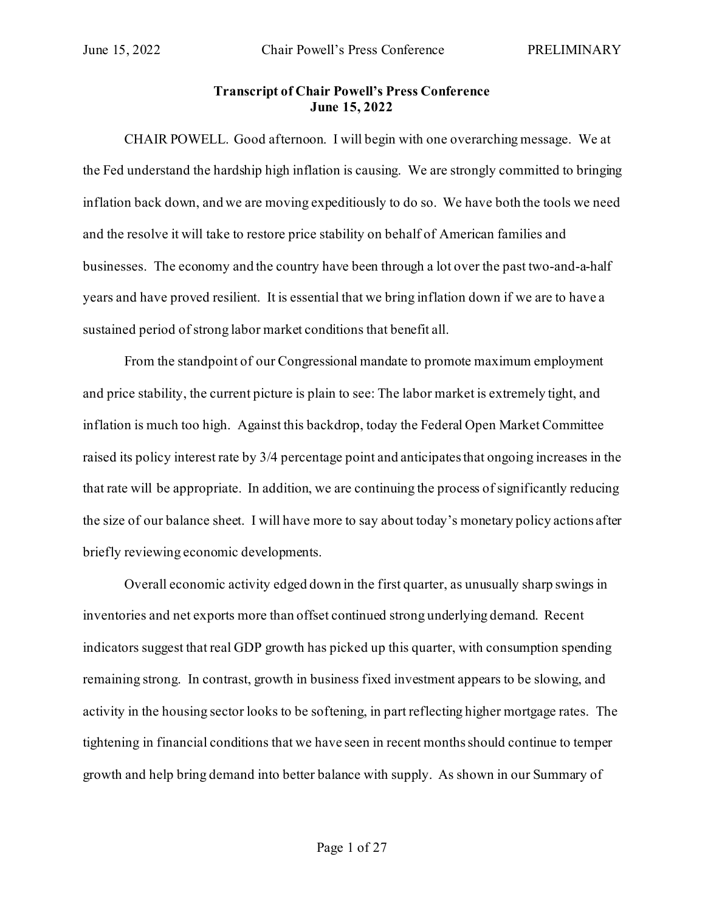**Transcript of Chair Powell's Press Conference**
**June 15, 2022**

CHAIR POWELL. Good afternoon. I will begin with one overarching message. We at the Fed understand the hardship high inflation is causing. We are strongly committed to bringing inflation back down, and we are moving expeditiously to do so. We have both the tools we need and the resolve it will take to restore price stability on behalf of American families and businesses. The economy and the country have been through a lot over the past two-and-a-half years and have proved resilient. It is essential that we bring inflation down if we are to have a sustained period of strong labor market conditions that benefit all.

From the standpoint of our Congressional mandate to promote maximum employment and price stability, the current picture is plain to see: The labor market is extremely tight, and inflation is much too high. Against this backdrop, today the Federal Open Market Committee raised its policy interest rate by 3/4 percentage point and anticipates that ongoing increases in the that rate will be appropriate. In addition, we are continuing the process of significantly reducing the size of our balance sheet. I will have more to say about today's monetary policy actions after briefly reviewing economic developments.

Overall economic activity edged down in the first quarter, as unusually sharp swings in inventories and net exports more than offset continued strong underlying demand. Recent indicators suggest that real GDP growth has picked up this quarter, with consumption spending remaining strong. In contrast, growth in business fixed investment appears to be slowing, and activity in the housing sector looks to be softening, in part reflecting higher mortgage rates. The tightening in financial conditions that we have seen in recent months should continue to temper growth and help bring demand into better balance with supply. As shown in our Summary of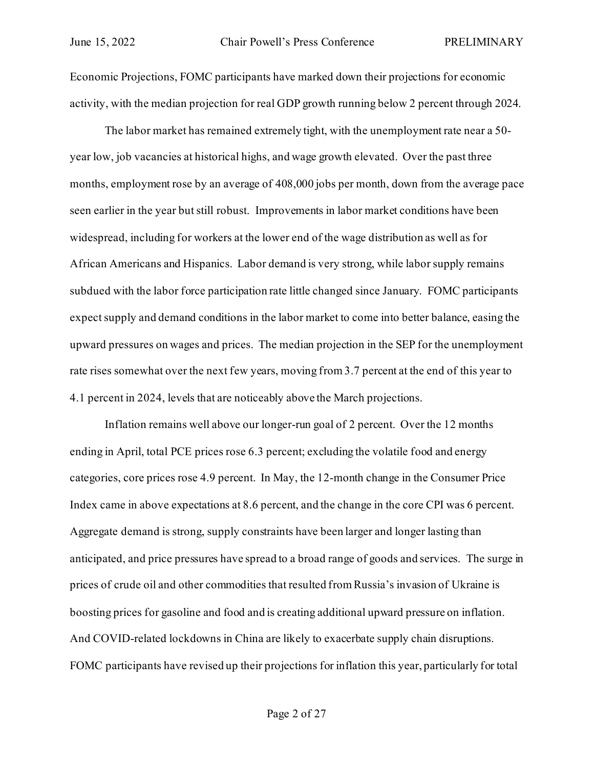Economic Projections, FOMC participants have marked down their projections for economic activity, with the median projection for real GDP growth running below 2 percent through 2024.

The labor market has remained extremely tight, with the unemployment rate near a 50-year low, job vacancies at historical highs, and wage growth elevated. Over the past three months, employment rose by an average of 408,000 jobs per month, down from the average pace seen earlier in the year but still robust. Improvements in labor market conditions have been widespread, including for workers at the lower end of the wage distribution as well as for African Americans and Hispanics. Labor demand is very strong, while labor supply remains subdued with the labor force participation rate little changed since January. FOMC participants expect supply and demand conditions in the labor market to come into better balance, easing the upward pressures on wages and prices. The median projection in the SEP for the unemployment rate rises somewhat over the next few years, moving from 3.7 percent at the end of this year to 4.1 percent in 2024, levels that are noticeably above the March projections.

Inflation remains well above our longer-run goal of 2 percent. Over the 12 months ending in April, total PCE prices rose 6.3 percent; excluding the volatile food and energy categories, core prices rose 4.9 percent. In May, the 12-month change in the Consumer Price Index came in above expectations at 8.6 percent, and the change in the core CPI was 6 percent. Aggregate demand is strong, supply constraints have been larger and longer lasting than anticipated, and price pressures have spread to a broad range of goods and services. The surge in prices of crude oil and other commodities that resulted from Russia's invasion of Ukraine is boosting prices for gasoline and food and is creating additional upward pressure on inflation. And COVID-related lockdowns in China are likely to exacerbate supply chain disruptions. FOMC participants have revised up their projections for inflation this year, particularly for total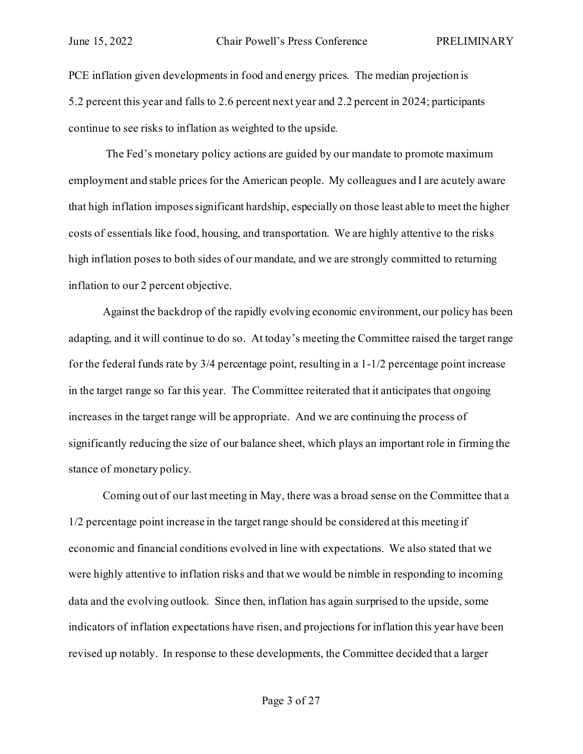PCE inflation given developments in food and energy prices. The median projection is 5.2 percent this year and falls to 2.6 percent next year and 2.2 percent in 2024; participants continue to see risks to inflation as weighted to the upside.

The Fed's monetary policy actions are guided by our mandate to promote maximum employment and stable prices for the American people. My colleagues and I are acutely aware that high inflation imposes significant hardship, especially on those least able to meet the higher costs of essentials like food, housing, and transportation. We are highly attentive to the risks high inflation poses to both sides of our mandate, and we are strongly committed to returning inflation to our 2 percent objective.

Against the backdrop of the rapidly evolving economic environment, our policy has been adapting, and it will continue to do so. At today's meeting the Committee raised the target range for the federal funds rate by 3/4 percentage point, resulting in a 1-1/2 percentage point increase in the target range so far this year. The Committee reiterated that it anticipates that ongoing increases in the target range will be appropriate. And we are continuing the process of significantly reducing the size of our balance sheet, which plays an important role in firming the stance of monetary policy.

Coming out of our last meeting in May, there was a broad sense on the Committee that a 1/2 percentage point increase in the target range should be considered at this meeting if economic and financial conditions evolved in line with expectations. We also stated that we were highly attentive to inflation risks and that we would be nimble in responding to incoming data and the evolving outlook. Since then, inflation has again surprised to the upside, some indicators of inflation expectations have risen, and projections for inflation this year have been revised up notably. In response to these developments, the Committee decided that a larger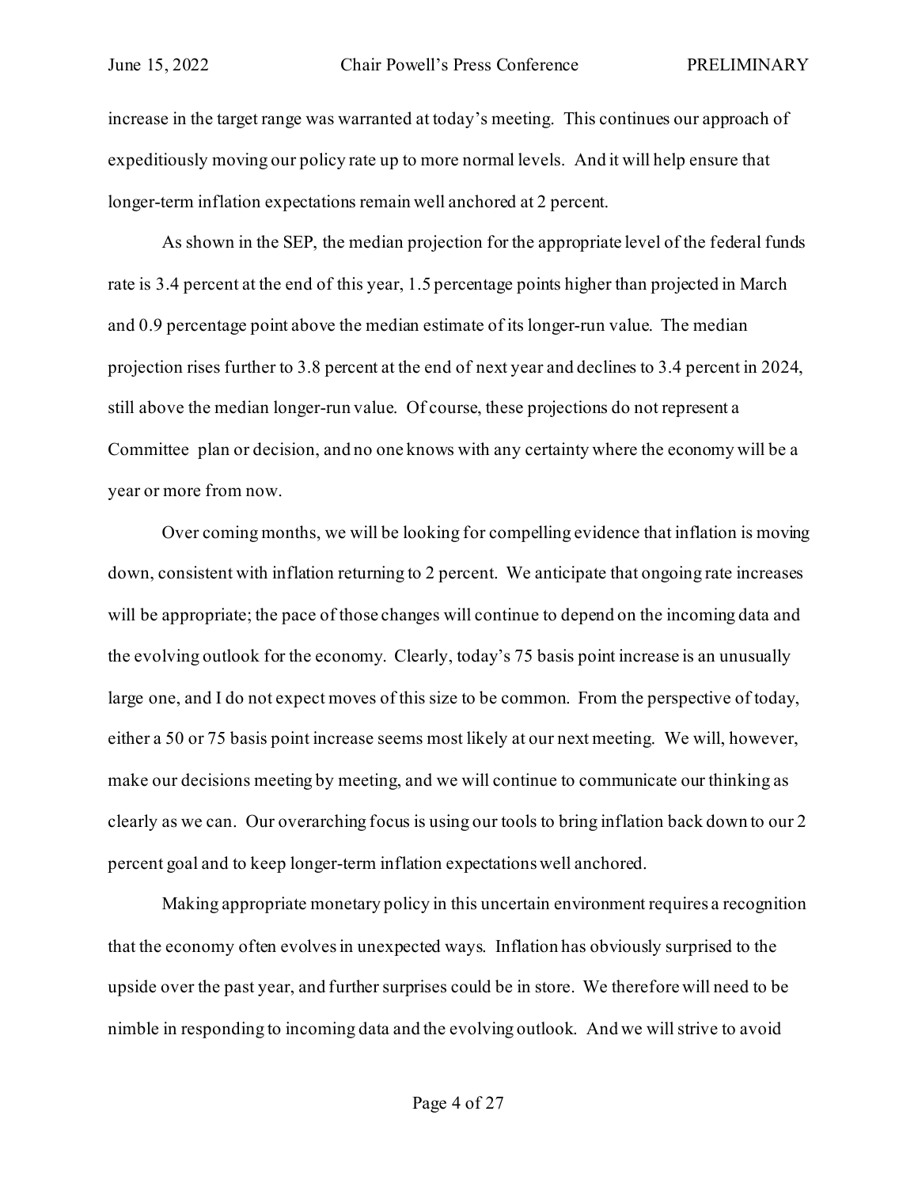increase in the target range was warranted at today's meeting. This continues our approach of expeditiously moving our policy rate up to more normal levels. And it will help ensure that longer-term inflation expectations remain well anchored at 2 percent.

As shown in the SEP, the median projection for the appropriate level of the federal funds rate is 3.4 percent at the end of this year, 1.5 percentage points higher than projected in March and 0.9 percentage point above the median estimate of its longer-run value. The median projection rises further to 3.8 percent at the end of next year and declines to 3.4 percent in 2024, still above the median longer-run value. Of course, these projections do not represent a Committee plan or decision, and no one knows with any certainty where the economy will be a year or more from now.

Over coming months, we will be looking for compelling evidence that inflation is moving down, consistent with inflation returning to 2 percent. We anticipate that ongoing rate increases will be appropriate; the pace of those changes will continue to depend on the incoming data and the evolving outlook for the economy. Clearly, today's 75 basis point increase is an unusually large one, and I do not expect moves of this size to be common. From the perspective of today, either a 50 or 75 basis point increase seems most likely at our next meeting. We will, however, make our decisions meeting by meeting, and we will continue to communicate our thinking as clearly as we can. Our overarching focus is using our tools to bring inflation back down to our 2 percent goal and to keep longer-term inflation expectations well anchored.

Making appropriate monetary policy in this uncertain environment requires a recognition that the economy often evolves in unexpected ways. Inflation has obviously surprised to the upside over the past year, and further surprises could be in store. We therefore will need to be nimble in responding to incoming data and the evolving outlook. And we will strive to avoid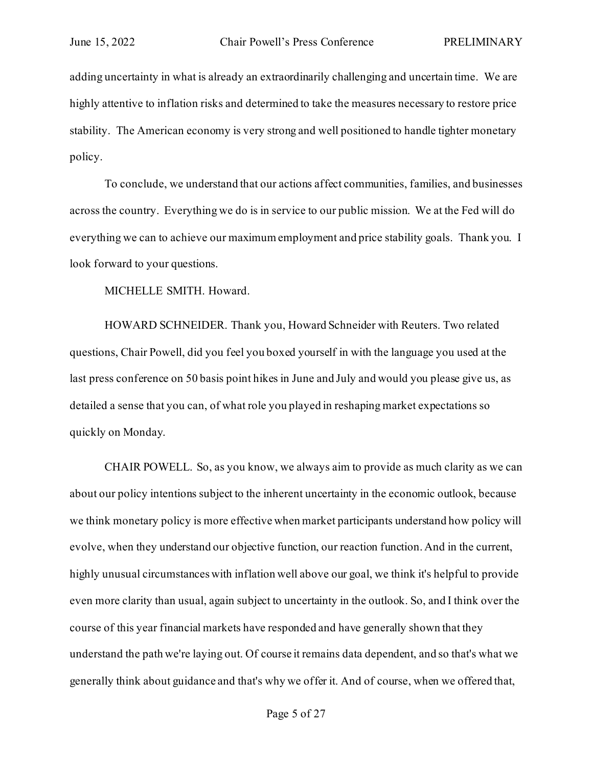adding uncertainty in what is already an extraordinarily challenging and uncertain time. We are highly attentive to inflation risks and determined to take the measures necessary to restore price stability. The American economy is very strong and well positioned to handle tighter monetary policy.

To conclude, we understand that our actions affect communities, families, and businesses across the country. Everything we do is in service to our public mission. We at the Fed will do everything we can to achieve our maximum employment and price stability goals. Thank you. I look forward to your questions.

MICHELLE SMITH. Howard.

HOWARD SCHNEIDER. Thank you, Howard Schneider with Reuters. Two related questions, Chair Powell, did you feel you boxed yourself in with the language you used at the last press conference on 50 basis point hikes in June and July and would you please give us, as detailed a sense that you can, of what role you played in reshaping market expectations so quickly on Monday.

CHAIR POWELL. So, as you know, we always aim to provide as much clarity as we can about our policy intentions subject to the inherent uncertainty in the economic outlook, because we think monetary policy is more effective when market participants understand how policy will evolve, when they understand our objective function, our reaction function. And in the current, highly unusual circumstances with inflation well above our goal, we think it's helpful to provide even more clarity than usual, again subject to uncertainty in the outlook. So, and I think over the course of this year financial markets have responded and have generally shown that they understand the path we're laying out. Of course it remains data dependent, and so that's what we generally think about guidance and that's why we offer it. And of course, when we offered that,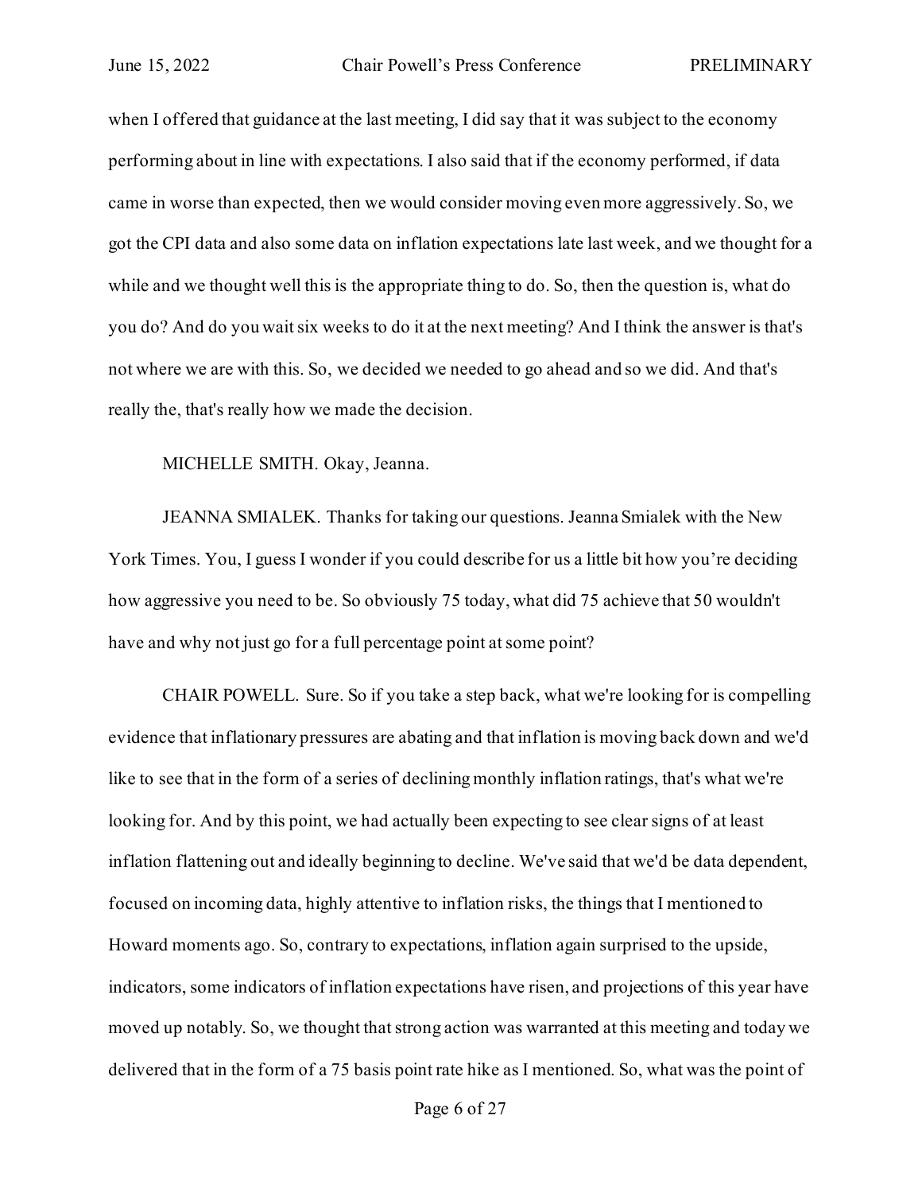when I offered that guidance at the last meeting, I did say that it was subject to the economy performing about in line with expectations. I also said that if the economy performed, if data came in worse than expected, then we would consider moving even more aggressively. So, we got the CPI data and also some data on inflation expectations late last week, and we thought for a while and we thought well this is the appropriate thing to do. So, then the question is, what do you do? And do you wait six weeks to do it at the next meeting? And I think the answer is that's not where we are with this. So, we decided we needed to go ahead and so we did. And that's really the, that's really how we made the decision.

MICHELLE SMITH. Okay, Jeanna.

JEANNA SMIALEK. Thanks for taking our questions. Jeanna Smialek with the New York Times. You, I guess I wonder if you could describe for us a little bit how you're deciding how aggressive you need to be. So obviously 75 today, what did 75 achieve that 50 wouldn't have and why not just go for a full percentage point at some point?

CHAIR POWELL. Sure. So if you take a step back, what we're looking for is compelling evidence that inflationary pressures are abating and that inflation is moving back down and we'd like to see that in the form of a series of declining monthly inflation ratings, that's what we're looking for. And by this point, we had actually been expecting to see clear signs of at least inflation flattening out and ideally beginning to decline. We've said that we'd be data dependent, focused on incoming data, highly attentive to inflation risks, the things that I mentioned to Howard moments ago. So, contrary to expectations, inflation again surprised to the upside, indicators, some indicators of inflation expectations have risen, and projections of this year have moved up notably. So, we thought that strong action was warranted at this meeting and today we delivered that in the form of a 75 basis point rate hike as I mentioned. So, what was the point of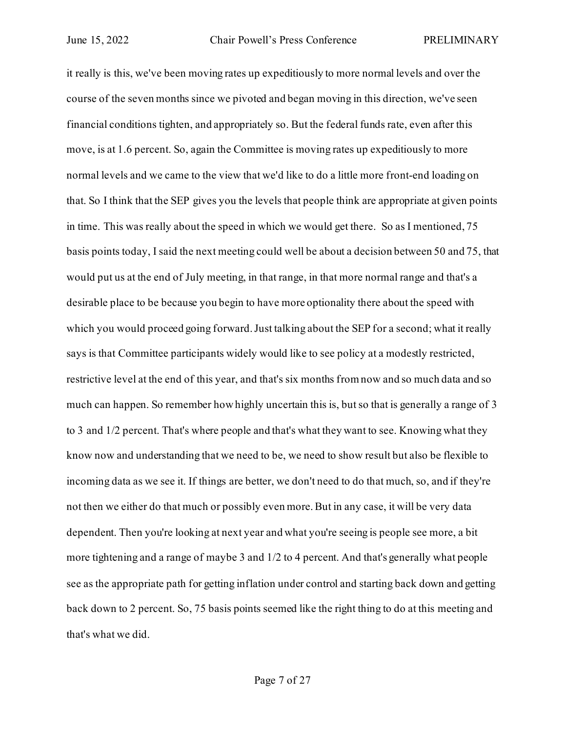it really is this, we've been moving rates up expeditiously to more normal levels and over the course of the seven months since we pivoted and began moving in this direction, we've seen financial conditions tighten, and appropriately so. But the federal funds rate, even after this move, is at 1.6 percent. So, again the Committee is moving rates up expeditiously to more normal levels and we came to the view that we'd like to do a little more front-end loading on that. So I think that the SEP gives you the levels that people think are appropriate at given points in time. This was really about the speed in which we would get there. So as I mentioned, 75 basis points today, I said the next meeting could well be about a decision between 50 and 75, that would put us at the end of July meeting, in that range, in that more normal range and that's a desirable place to be because you begin to have more optionality there about the speed with which you would proceed going forward. Just talking about the SEP for a second; what it really says is that Committee participants widely would like to see policy at a modestly restricted, restrictive level at the end of this year, and that's six months from now and so much data and so much can happen. So remember how highly uncertain this is, but so that is generally a range of 3 to 3 and 1/2 percent. That's where people and that's what they want to see. Knowing what they know now and understanding that we need to be, we need to show result but also be flexible to incoming data as we see it. If things are better, we don't need to do that much, so, and if they're not then we either do that much or possibly even more. But in any case, it will be very data dependent. Then you're looking at next year and what you're seeing is people see more, a bit more tightening and a range of maybe 3 and 1/2 to 4 percent. And that's generally what people see as the appropriate path for getting inflation under control and starting back down and getting back down to 2 percent. So, 75 basis points seemed like the right thing to do at this meeting and that's what we did.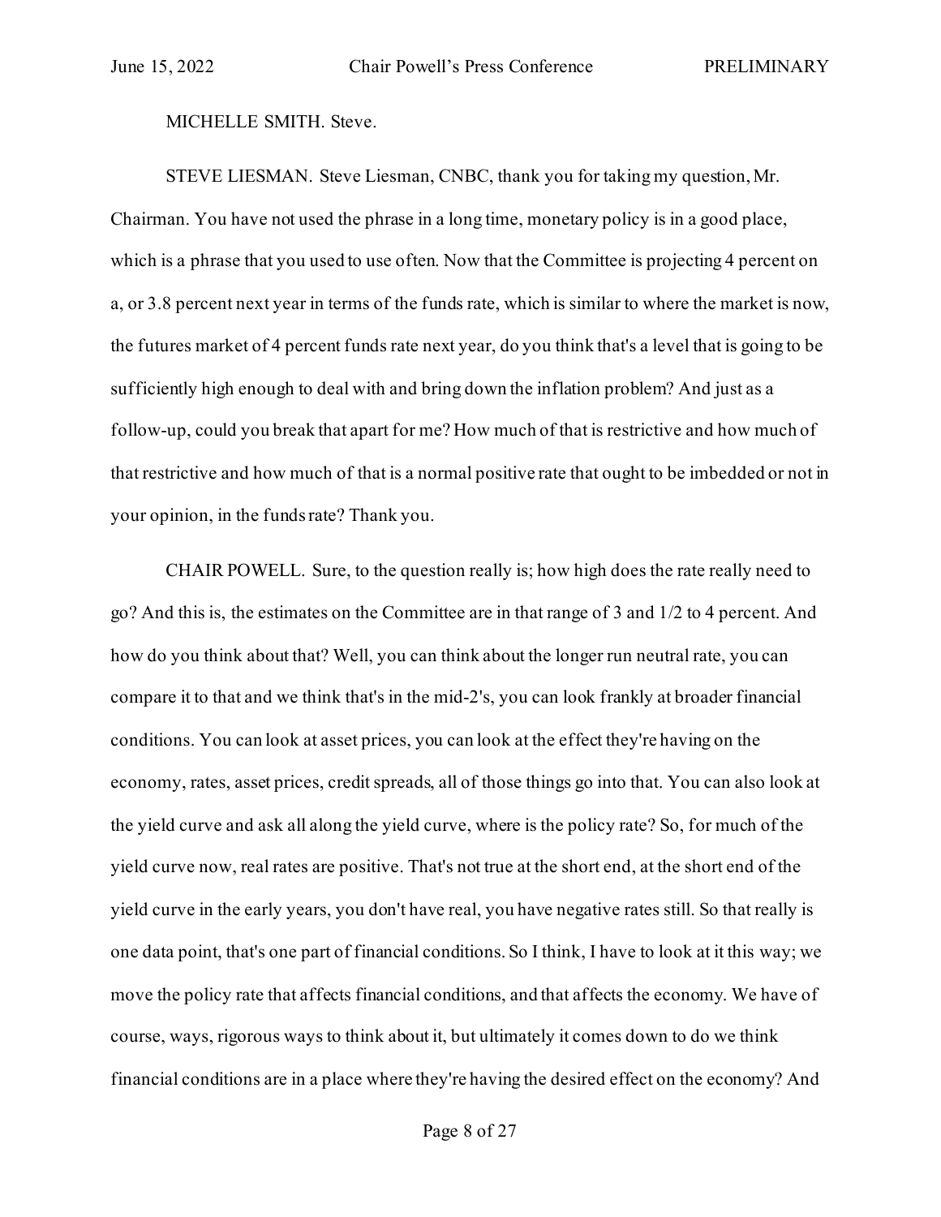MICHELLE SMITH. Steve.

STEVE LIESMAN. Steve Liesman, CNBC, thank you for taking my question, Mr. Chairman. You have not used the phrase in a long time, monetary policy is in a good place, which is a phrase that you used to use often. Now that the Committee is projecting 4 percent on a, or 3.8 percent next year in terms of the funds rate, which is similar to where the market is now, the futures market of 4 percent funds rate next year, do you think that's a level that is going to be sufficiently high enough to deal with and bring down the inflation problem? And just as a follow-up, could you break that apart for me? How much of that is restrictive and how much of that restrictive and how much of that is a normal positive rate that ought to be imbedded or not in your opinion, in the funds rate? Thank you.

CHAIR POWELL. Sure, to the question really is; how high does the rate really need to go? And this is, the estimates on the Committee are in that range of 3 and 1/2 to 4 percent. And how do you think about that? Well, you can think about the longer run neutral rate, you can compare it to that and we think that's in the mid-2's, you can look frankly at broader financial conditions. You can look at asset prices, you can look at the effect they're having on the economy, rates, asset prices, credit spreads, all of those things go into that. You can also look at the yield curve and ask all along the yield curve, where is the policy rate? So, for much of the yield curve now, real rates are positive. That's not true at the short end, at the short end of the yield curve in the early years, you don't have real, you have negative rates still. So that really is one data point, that's one part of financial conditions. So I think, I have to look at it this way; we move the policy rate that affects financial conditions, and that affects the economy. We have of course, ways, rigorous ways to think about it, but ultimately it comes down to do we think financial conditions are in a place where they're having the desired effect on the economy? And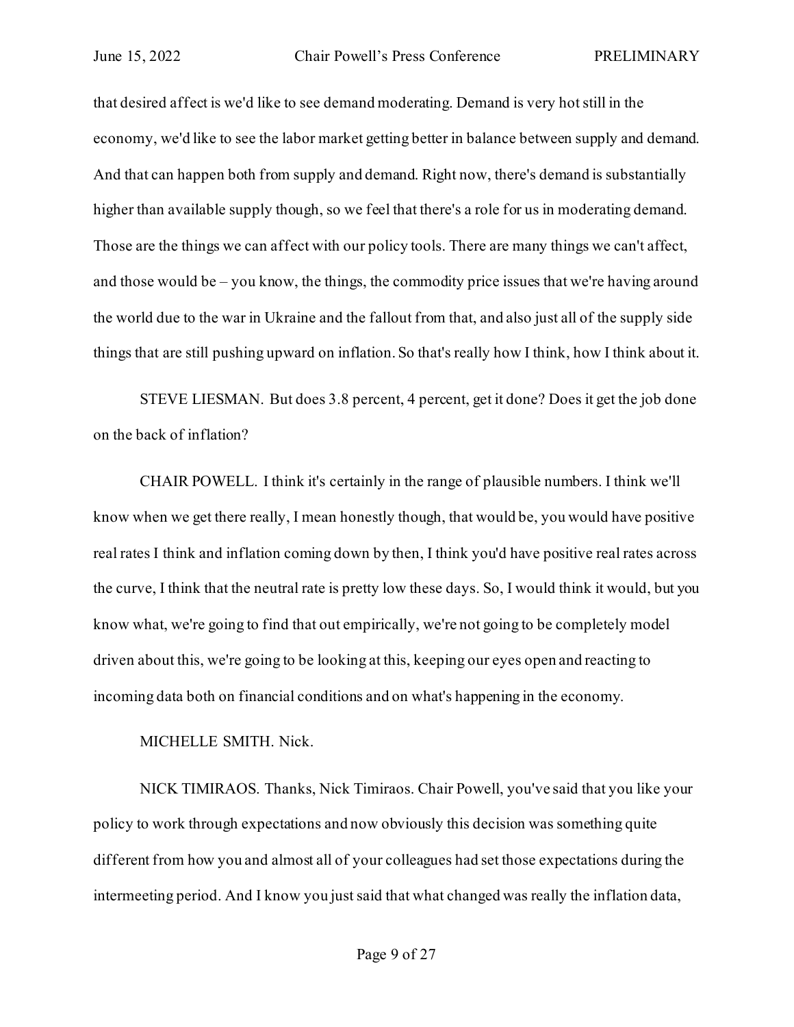that desired affect is we'd like to see demand moderating. Demand is very hot still in the economy, we'd like to see the labor market getting better in balance between supply and demand. And that can happen both from supply and demand. Right now, there's demand is substantially higher than available supply though, so we feel that there's a role for us in moderating demand. Those are the things we can affect with our policy tools. There are many things we can't affect, and those would be – you know, the things, the commodity price issues that we're having around the world due to the war in Ukraine and the fallout from that, and also just all of the supply side things that are still pushing upward on inflation. So that's really how I think, how I think about it.

STEVE LIESMAN. But does 3.8 percent, 4 percent, get it done? Does it get the job done on the back of inflation?

CHAIR POWELL. I think it's certainly in the range of plausible numbers. I think we'll know when we get there really, I mean honestly though, that would be, you would have positive real rates I think and inflation coming down by then, I think you'd have positive real rates across the curve, I think that the neutral rate is pretty low these days. So, I would think it would, but you know what, we're going to find that out empirically, we're not going to be completely model driven about this, we're going to be looking at this, keeping our eyes open and reacting to incoming data both on financial conditions and on what's happening in the economy.

MICHELLE SMITH. Nick.

NICK TIMIRAOS. Thanks, Nick Timiraos. Chair Powell, you've said that you like your policy to work through expectations and now obviously this decision was something quite different from how you and almost all of your colleagues had set those expectations during the intermeeting period. And I know you just said that what changed was really the inflation data,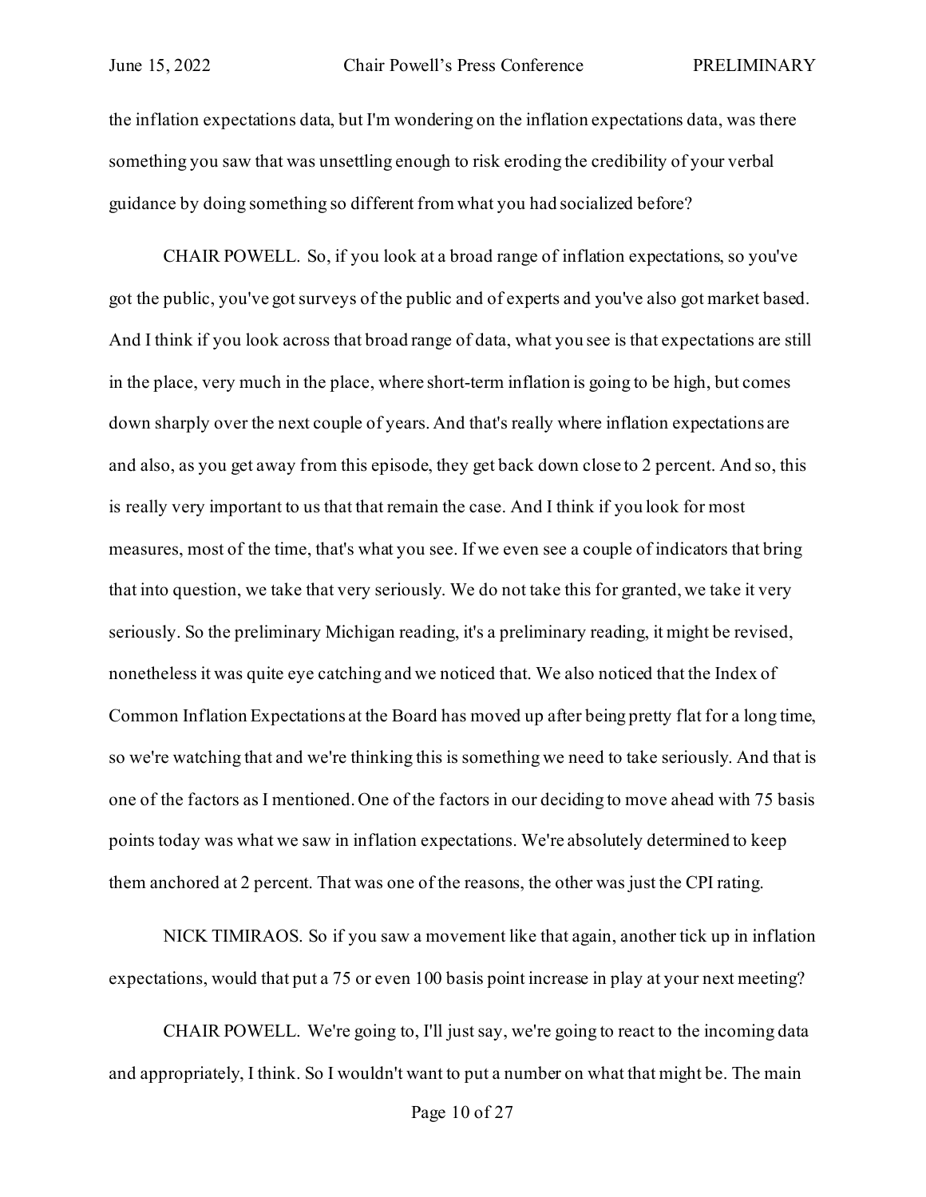the inflation expectations data, but I'm wondering on the inflation expectations data, was there something you saw that was unsettling enough to risk eroding the credibility of your verbal guidance by doing something so different from what you had socialized before?

CHAIR POWELL. So, if you look at a broad range of inflation expectations, so you've got the public, you've got surveys of the public and of experts and you've also got market based. And I think if you look across that broad range of data, what you see is that expectations are still in the place, very much in the place, where short-term inflation is going to be high, but comes down sharply over the next couple of years. And that's really where inflation expectations are and also, as you get away from this episode, they get back down close to 2 percent. And so, this is really very important to us that that remain the case. And I think if you look for most measures, most of the time, that's what you see. If we even see a couple of indicators that bring that into question, we take that very seriously. We do not take this for granted, we take it very seriously. So the preliminary Michigan reading, it's a preliminary reading, it might be revised, nonetheless it was quite eye catching and we noticed that. We also noticed that the Index of Common Inflation Expectations at the Board has moved up after being pretty flat for a long time, so we're watching that and we're thinking this is something we need to take seriously. And that is one of the factors as I mentioned. One of the factors in our deciding to move ahead with 75 basis points today was what we saw in inflation expectations. We're absolutely determined to keep them anchored at 2 percent. That was one of the reasons, the other was just the CPI rating.

NICK TIMIRAOS. So if you saw a movement like that again, another tick up in inflation expectations, would that put a 75 or even 100 basis point increase in play at your next meeting?

CHAIR POWELL. We're going to, I'll just say, we're going to react to the incoming data and appropriately, I think. So I wouldn't want to put a number on what that might be. The main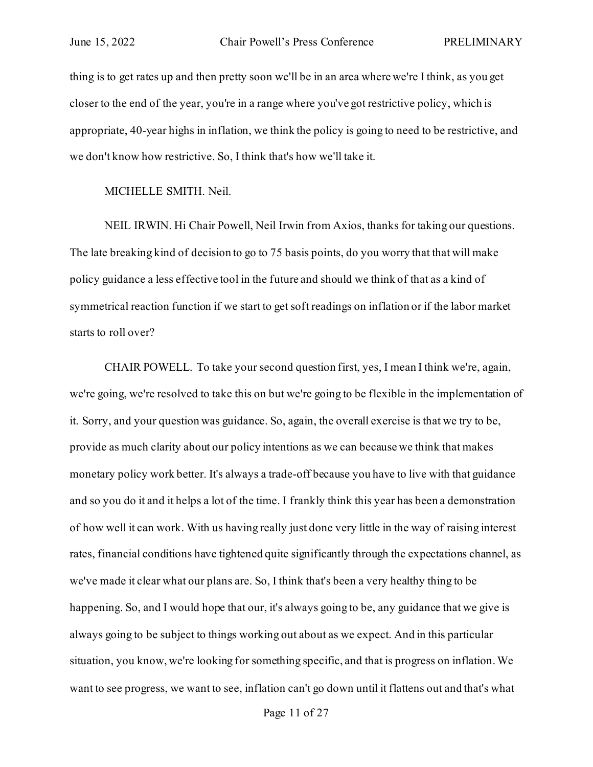thing is to get rates up and then pretty soon we'll be in an area where we're I think, as you get closer to the end of the year, you're in a range where you've got restrictive policy, which is appropriate, 40-year highs in inflation, we think the policy is going to need to be restrictive, and we don't know how restrictive. So, I think that's how we'll take it.

MICHELLE SMITH. Neil.

NEIL IRWIN. Hi Chair Powell, Neil Irwin from Axios, thanks for taking our questions. The late breaking kind of decision to go to 75 basis points, do you worry that that will make policy guidance a less effective tool in the future and should we think of that as a kind of symmetrical reaction function if we start to get soft readings on inflation or if the labor market starts to roll over?

CHAIR POWELL. To take your second question first, yes, I mean I think we're, again, we're going, we're resolved to take this on but we're going to be flexible in the implementation of it. Sorry, and your question was guidance. So, again, the overall exercise is that we try to be, provide as much clarity about our policy intentions as we can because we think that makes monetary policy work better. It's always a trade-off because you have to live with that guidance and so you do it and it helps a lot of the time. I frankly think this year has been a demonstration of how well it can work. With us having really just done very little in the way of raising interest rates, financial conditions have tightened quite significantly through the expectations channel, as we've made it clear what our plans are. So, I think that's been a very healthy thing to be happening. So, and I would hope that our, it's always going to be, any guidance that we give is always going to be subject to things working out about as we expect. And in this particular situation, you know, we're looking for something specific, and that is progress on inflation. We want to see progress, we want to see, inflation can't go down until it flattens out and that's what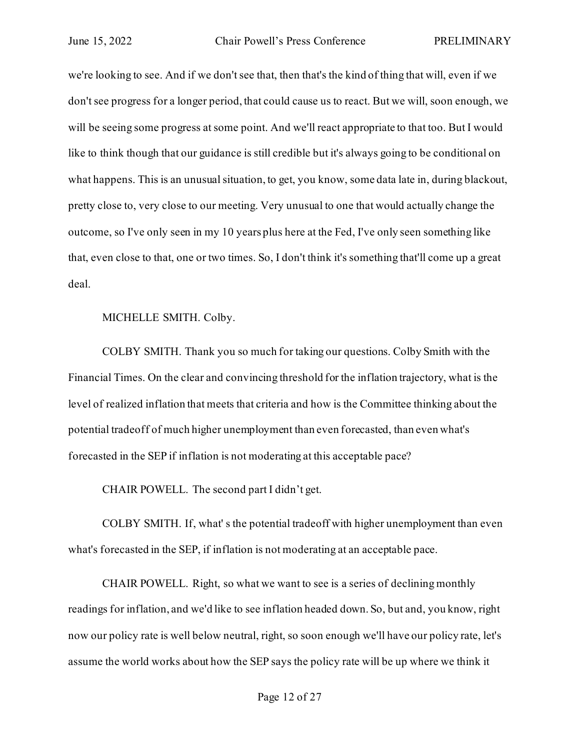we're looking to see. And if we don't see that, then that's the kind of thing that will, even if we don't see progress for a longer period, that could cause us to react. But we will, soon enough, we will be seeing some progress at some point. And we'll react appropriate to that too. But I would like to think though that our guidance is still credible but it's always going to be conditional on what happens. This is an unusual situation, to get, you know, some data late in, during blackout, pretty close to, very close to our meeting. Very unusual to one that would actually change the outcome, so I've only seen in my 10 years plus here at the Fed, I've only seen something like that, even close to that, one or two times. So, I don't think it's something that'll come up a great deal.

MICHELLE SMITH. Colby.

COLBY SMITH. Thank you so much for taking our questions. Colby Smith with the Financial Times. On the clear and convincing threshold for the inflation trajectory, what is the level of realized inflation that meets that criteria and how is the Committee thinking about the potential tradeoff of much higher unemployment than even forecasted, than even what's forecasted in the SEP if inflation is not moderating at this acceptable pace?

CHAIR POWELL. The second part I didn't get.

COLBY SMITH. If, what' s the potential tradeoff with higher unemployment than even what's forecasted in the SEP, if inflation is not moderating at an acceptable pace.

CHAIR POWELL. Right, so what we want to see is a series of declining monthly readings for inflation, and we'd like to see inflation headed down. So, but and, you know, right now our policy rate is well below neutral, right, so soon enough we'll have our policy rate, let's assume the world works about how the SEP says the policy rate will be up where we think it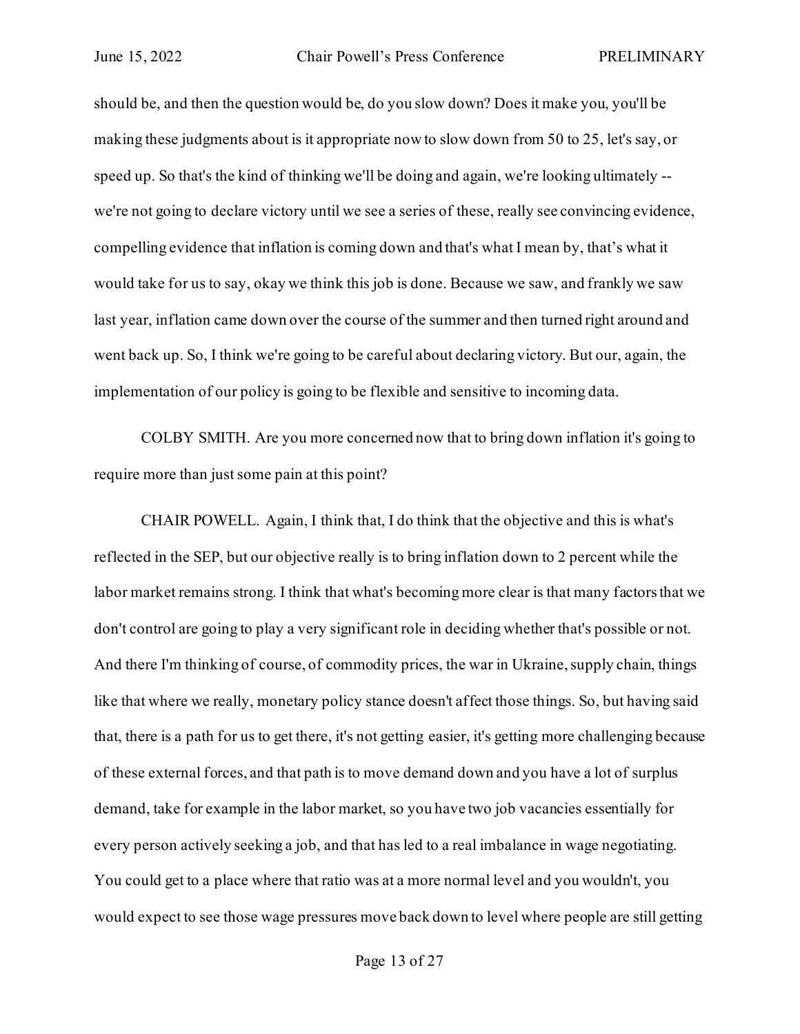should be, and then the question would be, do you slow down? Does it make you, you'll be making these judgments about is it appropriate now to slow down from 50 to 25, let's say, or speed up. So that's the kind of thinking we'll be doing and again, we're looking ultimately -- we're not going to declare victory until we see a series of these, really see convincing evidence, compelling evidence that inflation is coming down and that's what I mean by, that's what it would take for us to say, okay we think this job is done. Because we saw, and frankly we saw last year, inflation came down over the course of the summer and then turned right around and went back up. So, I think we're going to be careful about declaring victory. But our, again, the implementation of our policy is going to be flexible and sensitive to incoming data.

COLBY SMITH. Are you more concerned now that to bring down inflation it's going to require more than just some pain at this point?

CHAIR POWELL. Again, I think that, I do think that the objective and this is what's reflected in the SEP, but our objective really is to bring inflation down to 2 percent while the labor market remains strong. I think that what's becoming more clear is that many factors that we don't control are going to play a very significant role in deciding whether that's possible or not. And there I'm thinking of course, of commodity prices, the war in Ukraine, supply chain, things like that where we really, monetary policy stance doesn't affect those things. So, but having said that, there is a path for us to get there, it's not getting easier, it's getting more challenging because of these external forces, and that path is to move demand down and you have a lot of surplus demand, take for example in the labor market, so you have two job vacancies essentially for every person actively seeking a job, and that has led to a real imbalance in wage negotiating. You could get to a place where that ratio was at a more normal level and you wouldn't, you would expect to see those wage pressures move back down to level where people are still getting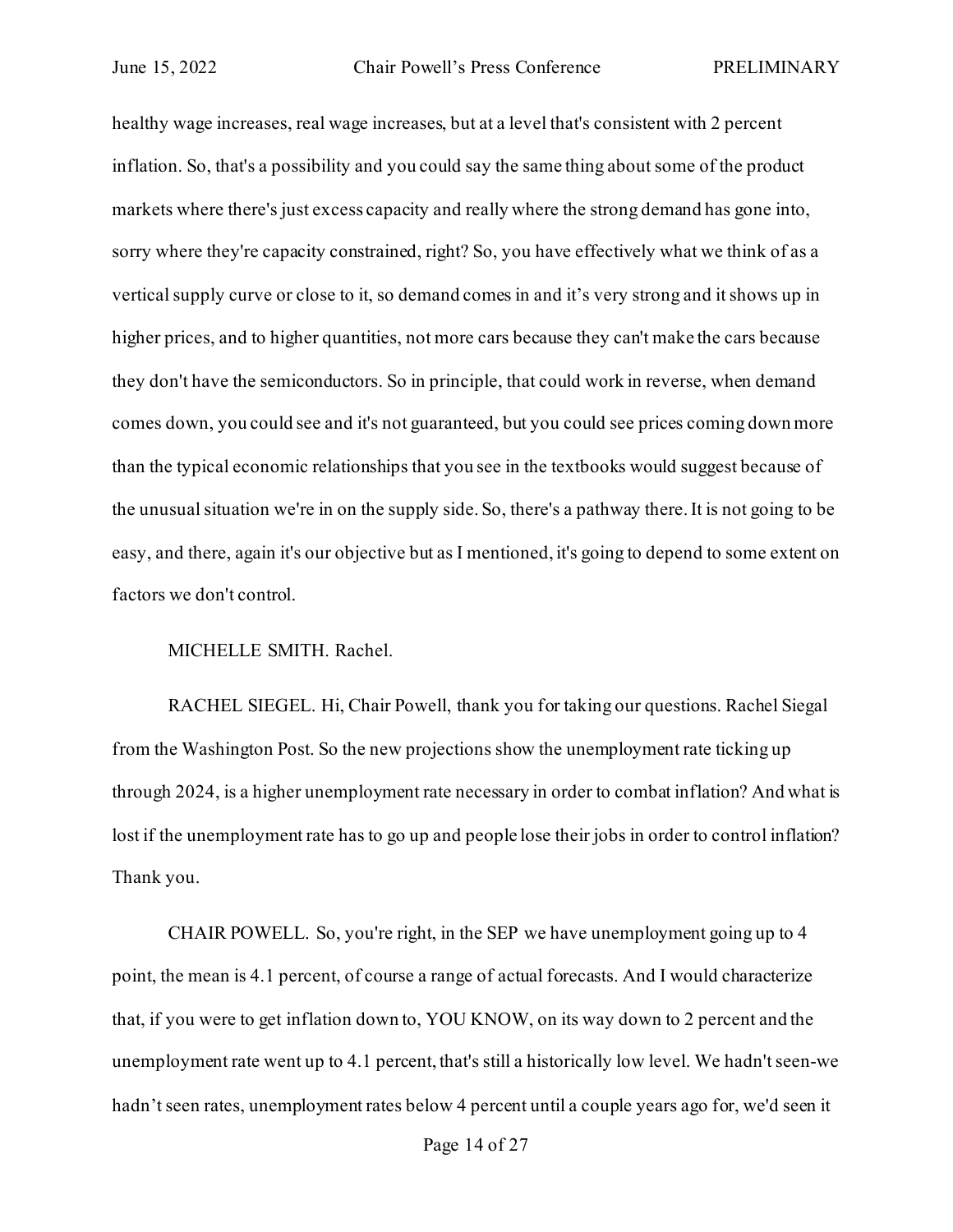healthy wage increases, real wage increases, but at a level that's consistent with 2 percent inflation. So, that's a possibility and you could say the same thing about some of the product markets where there's just excess capacity and really where the strong demand has gone into, sorry where they're capacity constrained, right? So, you have effectively what we think of as a vertical supply curve or close to it, so demand comes in and it's very strong and it shows up in higher prices, and to higher quantities, not more cars because they can't make the cars because they don't have the semiconductors. So in principle, that could work in reverse, when demand comes down, you could see and it's not guaranteed, but you could see prices coming down more than the typical economic relationships that you see in the textbooks would suggest because of the unusual situation we're in on the supply side. So, there's a pathway there. It is not going to be easy, and there, again it's our objective but as I mentioned, it's going to depend to some extent on factors we don't control.

MICHELLE SMITH. Rachel.

RACHEL SIEGEL. Hi, Chair Powell, thank you for taking our questions. Rachel Siegal from the Washington Post. So the new projections show the unemployment rate ticking up through 2024, is a higher unemployment rate necessary in order to combat inflation? And what is lost if the unemployment rate has to go up and people lose their jobs in order to control inflation? Thank you.

CHAIR POWELL. So, you're right, in the SEP we have unemployment going up to 4 point, the mean is 4.1 percent, of course a range of actual forecasts. And I would characterize that, if you were to get inflation down to, YOU KNOW, on its way down to 2 percent and the unemployment rate went up to 4.1 percent, that's still a historically low level. We hadn't seen-we hadn't seen rates, unemployment rates below 4 percent until a couple years ago for, we'd seen it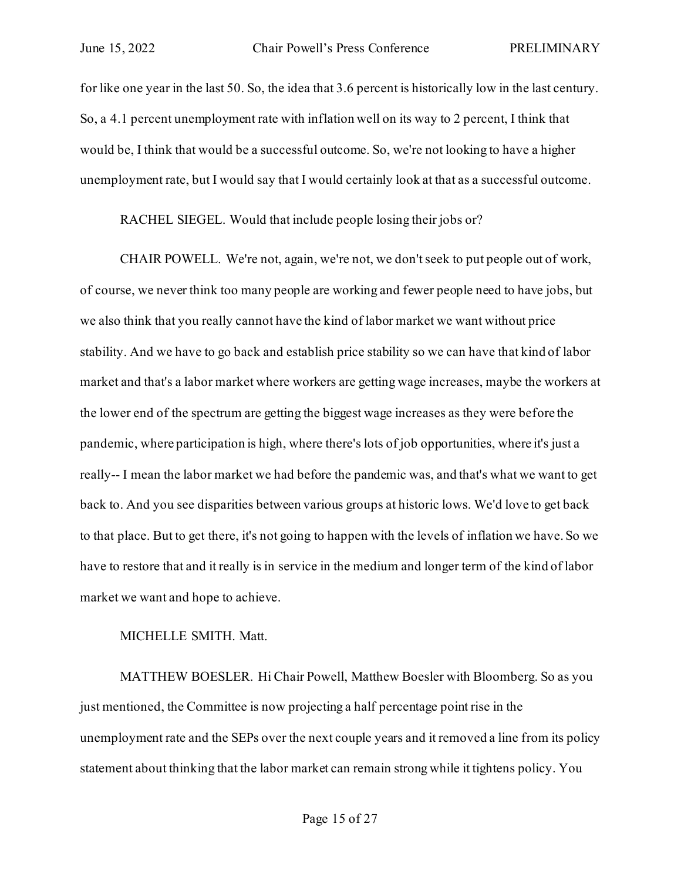for like one year in the last 50. So, the idea that 3.6 percent is historically low in the last century. So, a 4.1 percent unemployment rate with inflation well on its way to 2 percent, I think that would be, I think that would be a successful outcome. So, we're not looking to have a higher unemployment rate, but I would say that I would certainly look at that as a successful outcome.

RACHEL SIEGEL. Would that include people losing their jobs or?

CHAIR POWELL. We're not, again, we're not, we don't seek to put people out of work, of course, we never think too many people are working and fewer people need to have jobs, but we also think that you really cannot have the kind of labor market we want without price stability. And we have to go back and establish price stability so we can have that kind of labor market and that's a labor market where workers are getting wage increases, maybe the workers at the lower end of the spectrum are getting the biggest wage increases as they were before the pandemic, where participation is high, where there's lots of job opportunities, where it's just a really-- I mean the labor market we had before the pandemic was, and that's what we want to get back to. And you see disparities between various groups at historic lows. We'd love to get back to that place. But to get there, it's not going to happen with the levels of inflation we have. So we have to restore that and it really is in service in the medium and longer term of the kind of labor market we want and hope to achieve.

MICHELLE SMITH. Matt.

MATTHEW BOESLER. Hi Chair Powell, Matthew Boesler with Bloomberg. So as you just mentioned, the Committee is now projecting a half percentage point rise in the unemployment rate and the SEPs over the next couple years and it removed a line from its policy statement about thinking that the labor market can remain strong while it tightens policy. You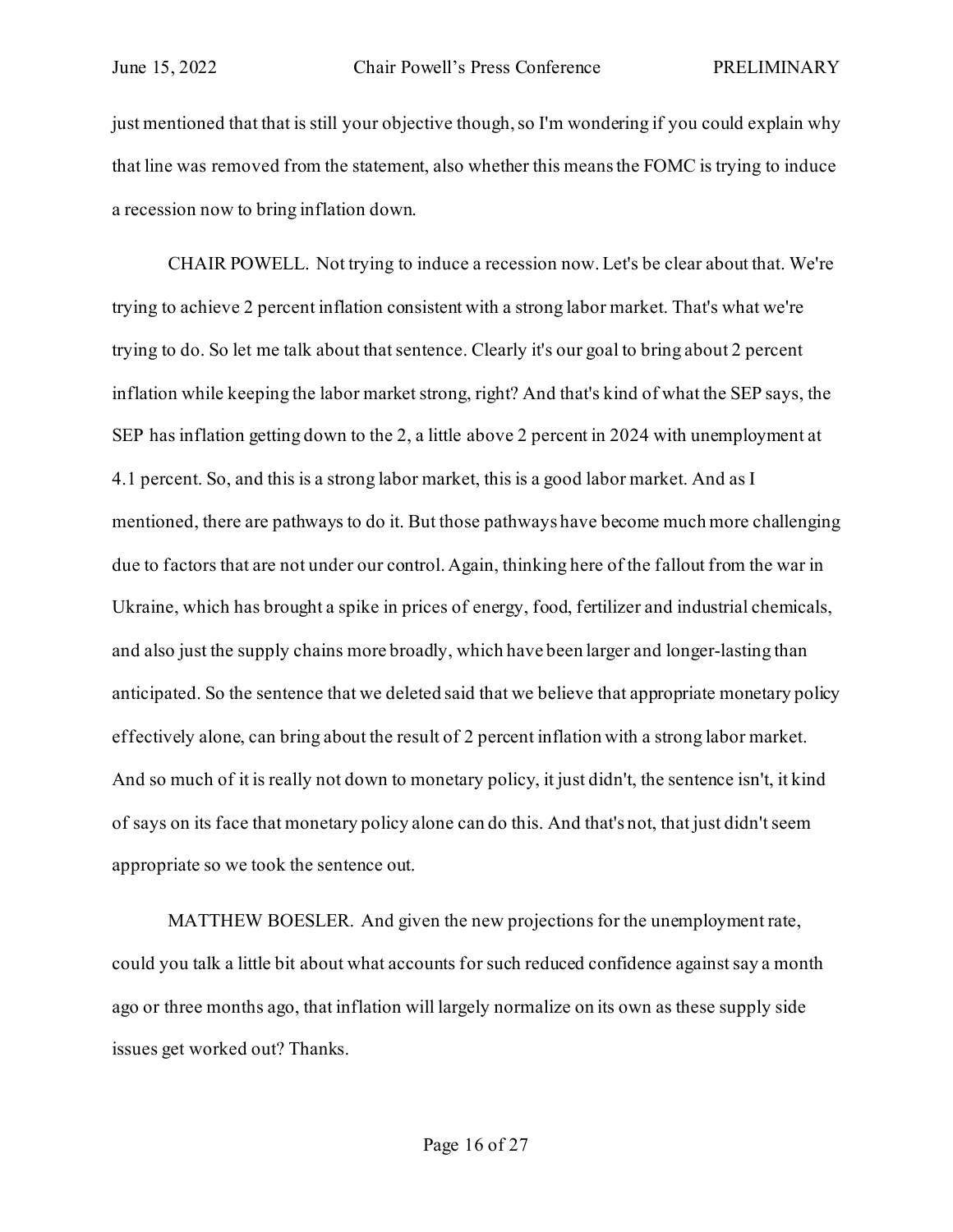just mentioned that that is still your objective though, so I'm wondering if you could explain why that line was removed from the statement, also whether this means the FOMC is trying to induce a recession now to bring inflation down.

CHAIR POWELL. Not trying to induce a recession now. Let's be clear about that. We're trying to achieve 2 percent inflation consistent with a strong labor market. That's what we're trying to do. So let me talk about that sentence. Clearly it's our goal to bring about 2 percent inflation while keeping the labor market strong, right? And that's kind of what the SEP says, the SEP has inflation getting down to the 2, a little above 2 percent in 2024 with unemployment at 4.1 percent. So, and this is a strong labor market, this is a good labor market. And as I mentioned, there are pathways to do it. But those pathways have become much more challenging due to factors that are not under our control. Again, thinking here of the fallout from the war in Ukraine, which has brought a spike in prices of energy, food, fertilizer and industrial chemicals, and also just the supply chains more broadly, which have been larger and longer-lasting than anticipated. So the sentence that we deleted said that we believe that appropriate monetary policy effectively alone, can bring about the result of 2 percent inflation with a strong labor market. And so much of it is really not down to monetary policy, it just didn't, the sentence isn't, it kind of says on its face that monetary policy alone can do this. And that's not, that just didn't seem appropriate so we took the sentence out.

MATTHEW BOESLER. And given the new projections for the unemployment rate, could you talk a little bit about what accounts for such reduced confidence against say a month ago or three months ago, that inflation will largely normalize on its own as these supply side issues get worked out? Thanks.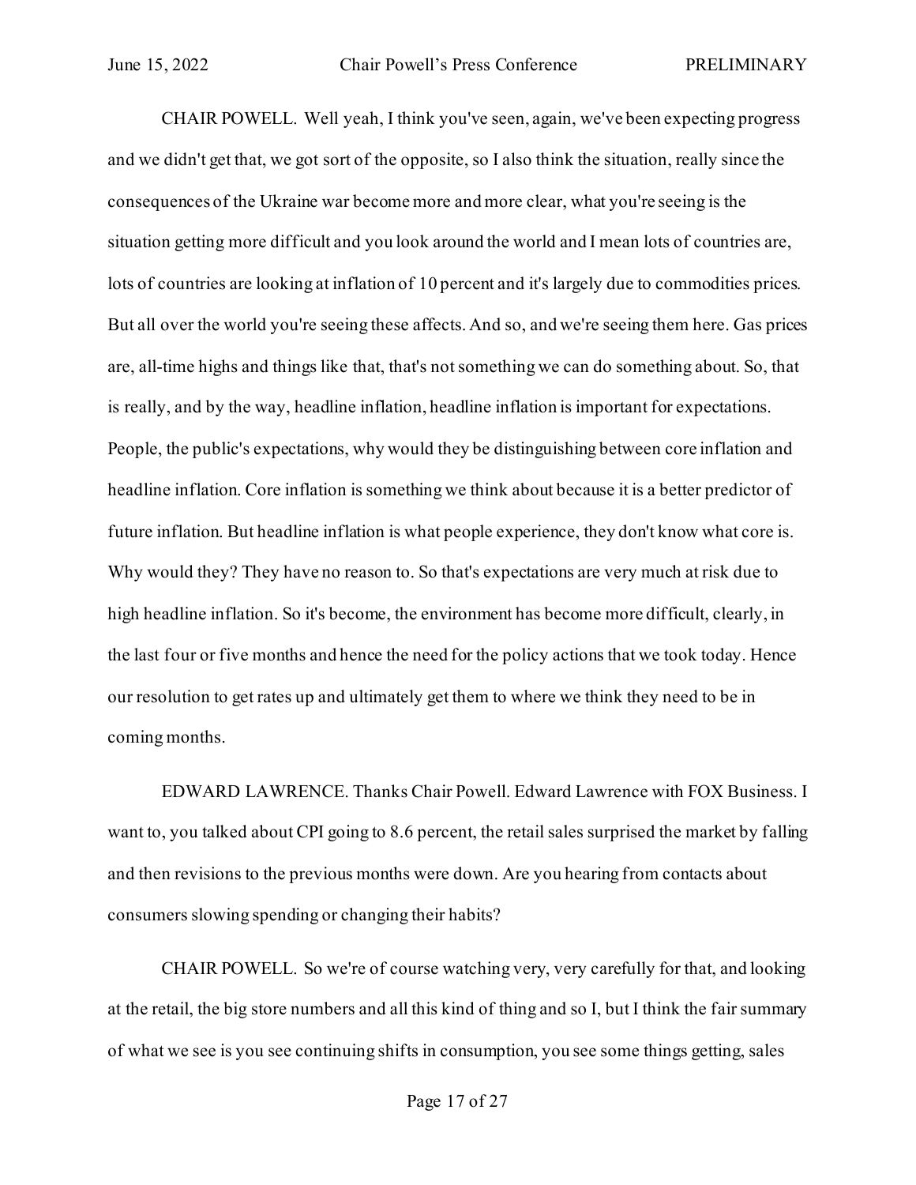CHAIR POWELL. Well yeah, I think you've seen, again, we've been expecting progress and we didn't get that, we got sort of the opposite, so I also think the situation, really since the consequences of the Ukraine war become more and more clear, what you're seeing is the situation getting more difficult and you look around the world and I mean lots of countries are, lots of countries are looking at inflation of 10 percent and it's largely due to commodities prices. But all over the world you're seeing these affects. And so, and we're seeing them here. Gas prices are, all-time highs and things like that, that's not something we can do something about. So, that is really, and by the way, headline inflation, headline inflation is important for expectations. People, the public's expectations, why would they be distinguishing between core inflation and headline inflation. Core inflation is something we think about because it is a better predictor of future inflation. But headline inflation is what people experience, they don't know what core is. Why would they? They have no reason to. So that's expectations are very much at risk due to high headline inflation. So it's become, the environment has become more difficult, clearly, in the last four or five months and hence the need for the policy actions that we took today. Hence our resolution to get rates up and ultimately get them to where we think they need to be in coming months.

EDWARD LAWRENCE. Thanks Chair Powell. Edward Lawrence with FOX Business. I want to, you talked about CPI going to 8.6 percent, the retail sales surprised the market by falling and then revisions to the previous months were down. Are you hearing from contacts about consumers slowing spending or changing their habits?

CHAIR POWELL. So we're of course watching very, very carefully for that, and looking at the retail, the big store numbers and all this kind of thing and so I, but I think the fair summary of what we see is you see continuing shifts in consumption, you see some things getting, sales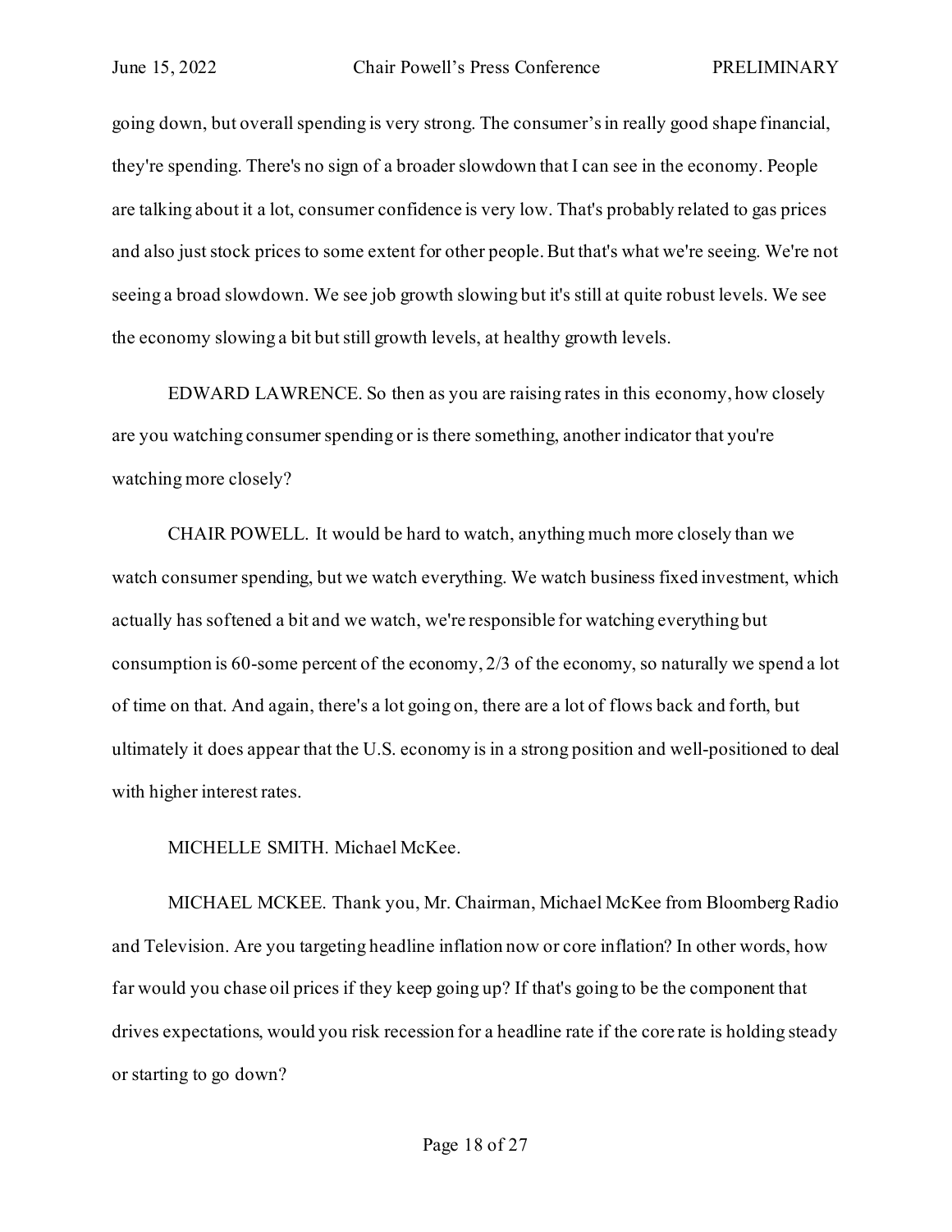going down, but overall spending is very strong. The consumer's in really good shape financial, they're spending. There's no sign of a broader slowdown that I can see in the economy. People are talking about it a lot, consumer confidence is very low. That's probably related to gas prices and also just stock prices to some extent for other people. But that's what we're seeing. We're not seeing a broad slowdown. We see job growth slowing but it's still at quite robust levels. We see the economy slowing a bit but still growth levels, at healthy growth levels.

EDWARD LAWRENCE. So then as you are raising rates in this economy, how closely are you watching consumer spending or is there something, another indicator that you're watching more closely?

CHAIR POWELL. It would be hard to watch, anything much more closely than we watch consumer spending, but we watch everything. We watch business fixed investment, which actually has softened a bit and we watch, we're responsible for watching everything but consumption is 60-some percent of the economy, 2/3 of the economy, so naturally we spend a lot of time on that. And again, there's a lot going on, there are a lot of flows back and forth, but ultimately it does appear that the U.S. economy is in a strong position and well-positioned to deal with higher interest rates.

MICHELLE SMITH. Michael McKee.

MICHAEL MCKEE. Thank you, Mr. Chairman, Michael McKee from Bloomberg Radio and Television. Are you targeting headline inflation now or core inflation? In other words, how far would you chase oil prices if they keep going up? If that's going to be the component that drives expectations, would you risk recession for a headline rate if the core rate is holding steady or starting to go down?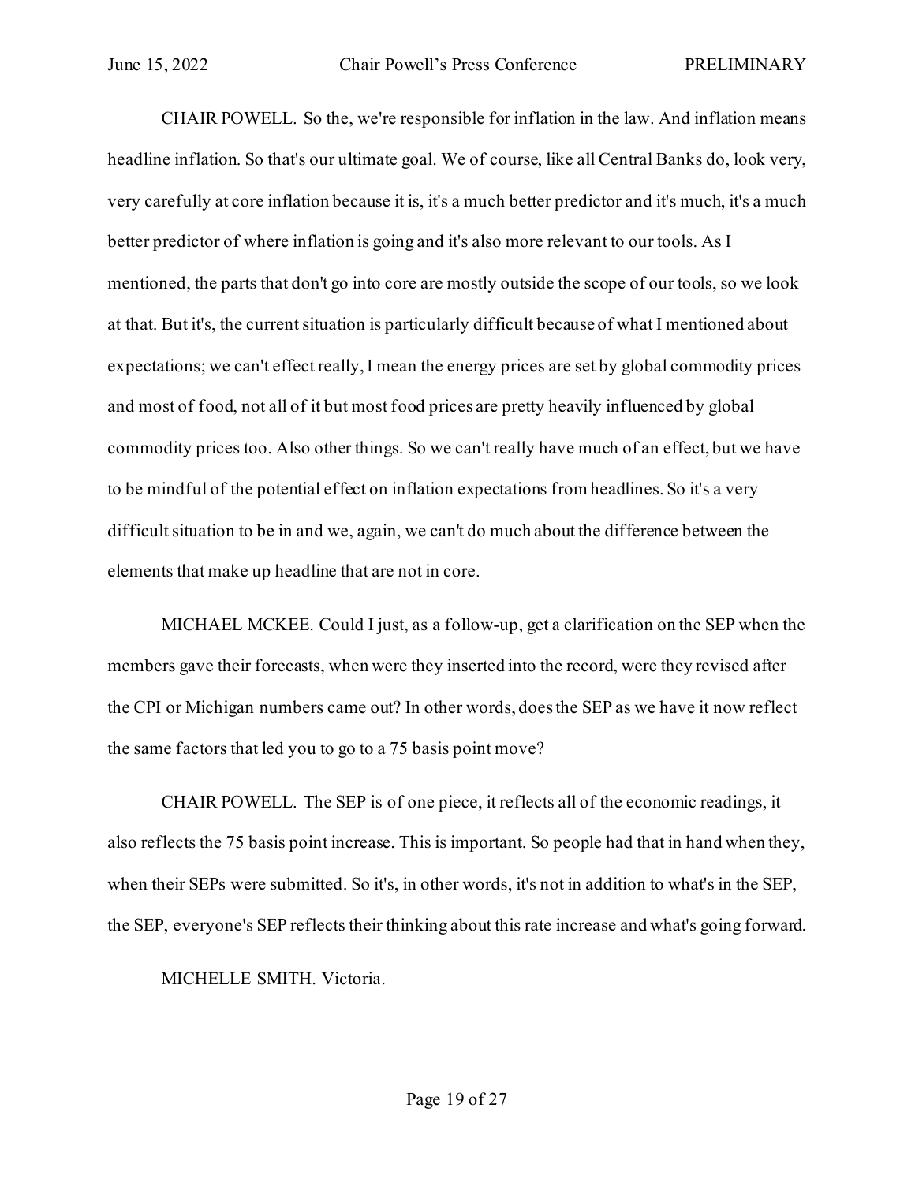CHAIR POWELL. So the, we're responsible for inflation in the law. And inflation means headline inflation. So that's our ultimate goal. We of course, like all Central Banks do, look very, very carefully at core inflation because it is, it's a much better predictor and it's much, it's a much better predictor of where inflation is going and it's also more relevant to our tools. As I mentioned, the parts that don't go into core are mostly outside the scope of our tools, so we look at that. But it's, the current situation is particularly difficult because of what I mentioned about expectations; we can't effect really, I mean the energy prices are set by global commodity prices and most of food, not all of it but most food prices are pretty heavily influenced by global commodity prices too. Also other things. So we can't really have much of an effect, but we have to be mindful of the potential effect on inflation expectations from headlines. So it's a very difficult situation to be in and we, again, we can't do much about the difference between the elements that make up headline that are not in core.

MICHAEL MCKEE. Could I just, as a follow-up, get a clarification on the SEP when the members gave their forecasts, when were they inserted into the record, were they revised after the CPI or Michigan numbers came out? In other words, does the SEP as we have it now reflect the same factors that led you to go to a 75 basis point move?

CHAIR POWELL. The SEP is of one piece, it reflects all of the economic readings, it also reflects the 75 basis point increase. This is important. So people had that in hand when they, when their SEPs were submitted. So it's, in other words, it's not in addition to what's in the SEP, the SEP, everyone's SEP reflects their thinking about this rate increase and what's going forward.

MICHELLE SMITH. Victoria.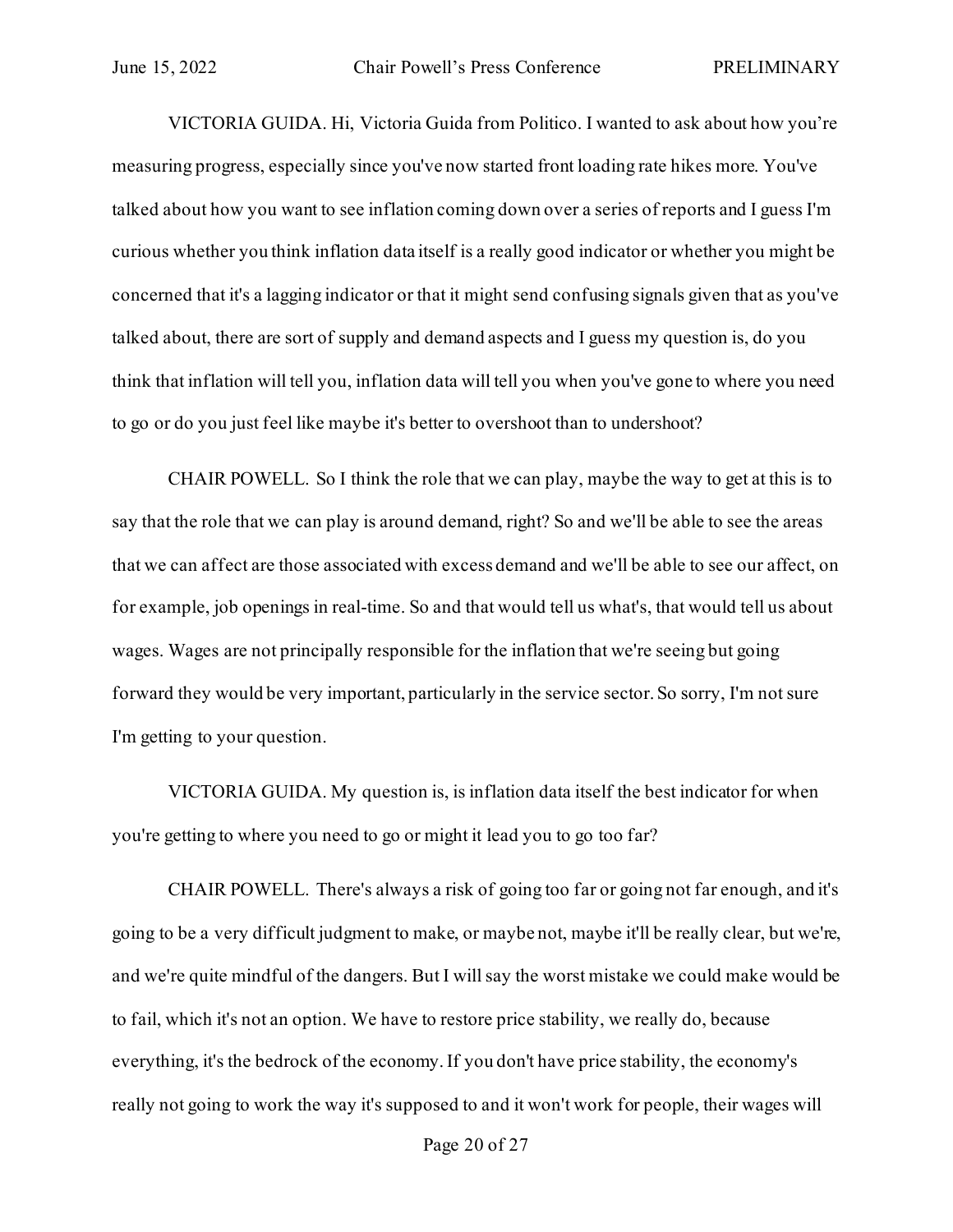VICTORIA GUIDA. Hi, Victoria Guida from Politico. I wanted to ask about how you're measuring progress, especially since you've now started front loading rate hikes more. You've talked about how you want to see inflation coming down over a series of reports and I guess I'm curious whether you think inflation data itself is a really good indicator or whether you might be concerned that it's a lagging indicator or that it might send confusing signals given that as you've talked about, there are sort of supply and demand aspects and I guess my question is, do you think that inflation will tell you, inflation data will tell you when you've gone to where you need to go or do you just feel like maybe it's better to overshoot than to undershoot?

CHAIR POWELL. So I think the role that we can play, maybe the way to get at this is to say that the role that we can play is around demand, right? So and we'll be able to see the areas that we can affect are those associated with excess demand and we'll be able to see our affect, on for example, job openings in real-time. So and that would tell us what's, that would tell us about wages. Wages are not principally responsible for the inflation that we're seeing but going forward they would be very important, particularly in the service sector. So sorry, I'm not sure I'm getting to your question.

VICTORIA GUIDA. My question is, is inflation data itself the best indicator for when you're getting to where you need to go or might it lead you to go too far?

CHAIR POWELL. There's always a risk of going too far or going not far enough, and it's going to be a very difficult judgment to make, or maybe not, maybe it'll be really clear, but we're, and we're quite mindful of the dangers. But I will say the worst mistake we could make would be to fail, which it's not an option. We have to restore price stability, we really do, because everything, it's the bedrock of the economy. If you don't have price stability, the economy's really not going to work the way it's supposed to and it won't work for people, their wages will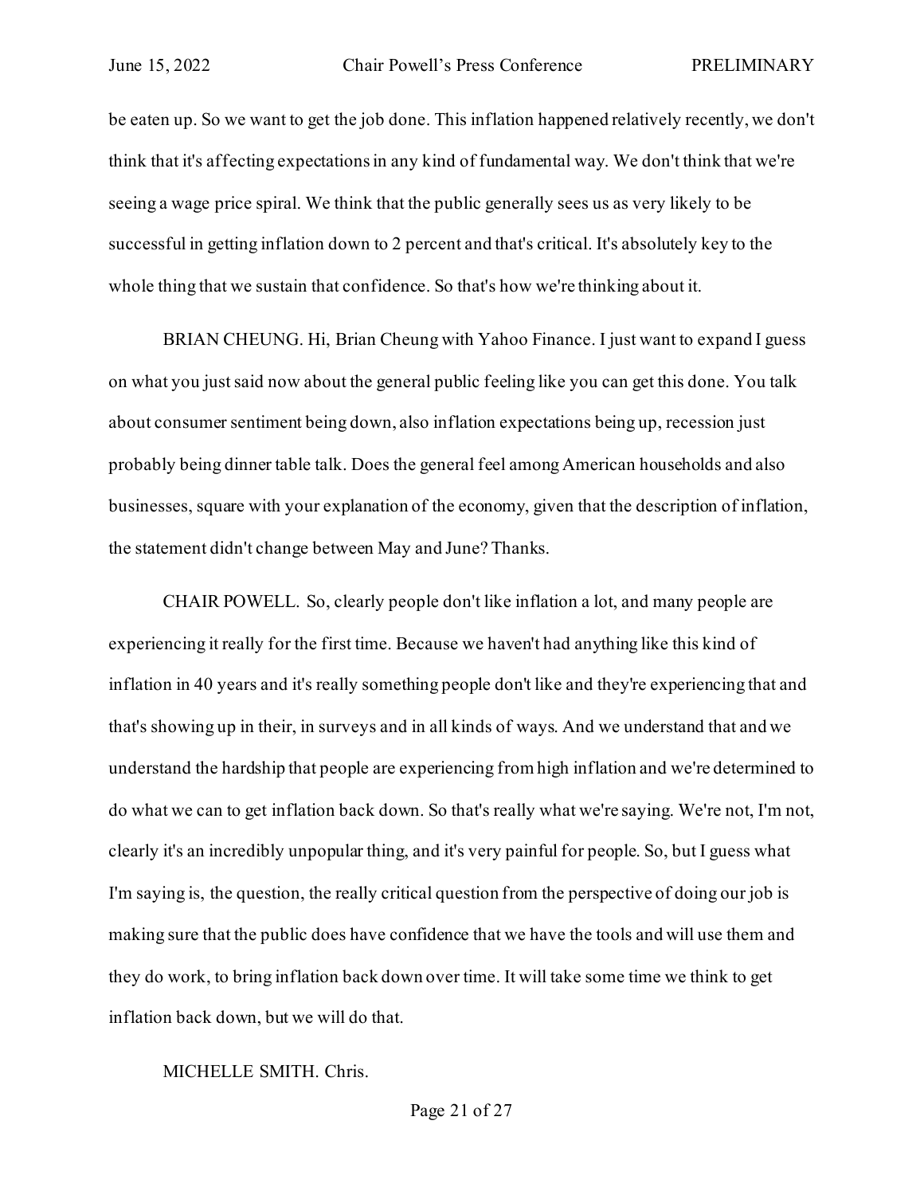be eaten up. So we want to get the job done. This inflation happened relatively recently, we don't think that it's affecting expectations in any kind of fundamental way. We don't think that we're seeing a wage price spiral. We think that the public generally sees us as very likely to be successful in getting inflation down to 2 percent and that's critical. It's absolutely key to the whole thing that we sustain that confidence. So that's how we're thinking about it.

BRIAN CHEUNG. Hi, Brian Cheung with Yahoo Finance. I just want to expand I guess on what you just said now about the general public feeling like you can get this done. You talk about consumer sentiment being down, also inflation expectations being up, recession just probably being dinner table talk. Does the general feel among American households and also businesses, square with your explanation of the economy, given that the description of inflation, the statement didn't change between May and June? Thanks.

CHAIR POWELL. So, clearly people don't like inflation a lot, and many people are experiencing it really for the first time. Because we haven't had anything like this kind of inflation in 40 years and it's really something people don't like and they're experiencing that and that's showing up in their, in surveys and in all kinds of ways. And we understand that and we understand the hardship that people are experiencing from high inflation and we're determined to do what we can to get inflation back down. So that's really what we're saying. We're not, I'm not, clearly it's an incredibly unpopular thing, and it's very painful for people. So, but I guess what I'm saying is, the question, the really critical question from the perspective of doing our job is making sure that the public does have confidence that we have the tools and will use them and they do work, to bring inflation back down over time. It will take some time we think to get inflation back down, but we will do that.

MICHELLE SMITH. Chris.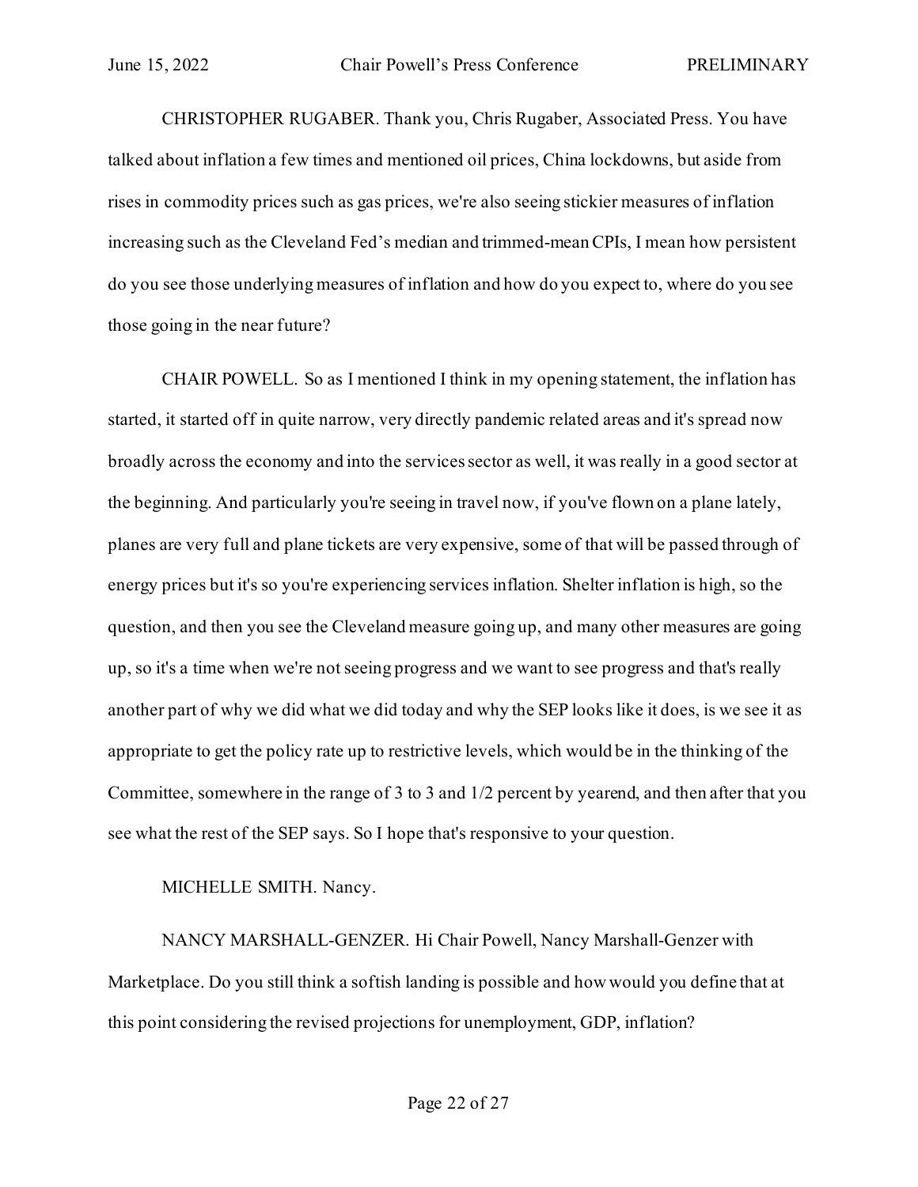CHRISTOPHER RUGABER. Thank you, Chris Rugaber, Associated Press. You have talked about inflation a few times and mentioned oil prices, China lockdowns, but aside from rises in commodity prices such as gas prices, we're also seeing stickier measures of inflation increasing such as the Cleveland Fed's median and trimmed-mean CPIs, I mean how persistent do you see those underlying measures of inflation and how do you expect to, where do you see those going in the near future?

CHAIR POWELL. So as I mentioned I think in my opening statement, the inflation has started, it started off in quite narrow, very directly pandemic related areas and it's spread now broadly across the economy and into the services sector as well, it was really in a good sector at the beginning. And particularly you're seeing in travel now, if you've flown on a plane lately, planes are very full and plane tickets are very expensive, some of that will be passed through of energy prices but it's so you're experiencing services inflation. Shelter inflation is high, so the question, and then you see the Cleveland measure going up, and many other measures are going up, so it's a time when we're not seeing progress and we want to see progress and that's really another part of why we did what we did today and why the SEP looks like it does, is we see it as appropriate to get the policy rate up to restrictive levels, which would be in the thinking of the Committee, somewhere in the range of 3 to 3 and 1/2 percent by yearend, and then after that you see what the rest of the SEP says. So I hope that's responsive to your question.

MICHELLE SMITH. Nancy.

NANCY MARSHALL-GENZER. Hi Chair Powell, Nancy Marshall-Genzer with Marketplace. Do you still think a softish landing is possible and how would you define that at this point considering the revised projections for unemployment, GDP, inflation?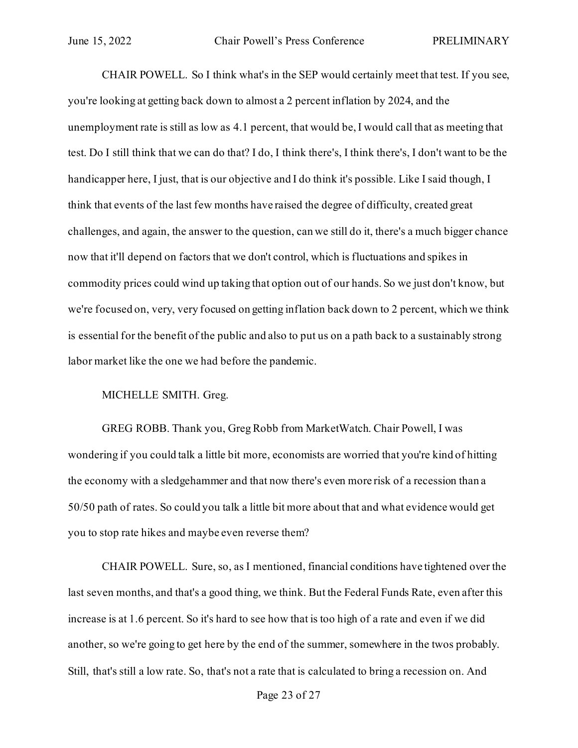CHAIR POWELL. So I think what's in the SEP would certainly meet that test. If you see, you're looking at getting back down to almost a 2 percent inflation by 2024, and the unemployment rate is still as low as 4.1 percent, that would be, I would call that as meeting that test. Do I still think that we can do that? I do, I think there's, I think there's, I don't want to be the handicapper here, I just, that is our objective and I do think it's possible. Like I said though, I think that events of the last few months have raised the degree of difficulty, created great challenges, and again, the answer to the question, can we still do it, there's a much bigger chance now that it'll depend on factors that we don't control, which is fluctuations and spikes in commodity prices could wind up taking that option out of our hands. So we just don't know, but we're focused on, very, very focused on getting inflation back down to 2 percent, which we think is essential for the benefit of the public and also to put us on a path back to a sustainably strong labor market like the one we had before the pandemic.

MICHELLE SMITH. Greg.

GREG ROBB. Thank you, Greg Robb from MarketWatch. Chair Powell, I was wondering if you could talk a little bit more, economists are worried that you're kind of hitting the economy with a sledgehammer and that now there's even more risk of a recession than a 50/50 path of rates. So could you talk a little bit more about that and what evidence would get you to stop rate hikes and maybe even reverse them?

CHAIR POWELL. Sure, so, as I mentioned, financial conditions have tightened over the last seven months, and that's a good thing, we think. But the Federal Funds Rate, even after this increase is at 1.6 percent. So it's hard to see how that is too high of a rate and even if we did another, so we're going to get here by the end of the summer, somewhere in the twos probably. Still, that's still a low rate. So, that's not a rate that is calculated to bring a recession on. And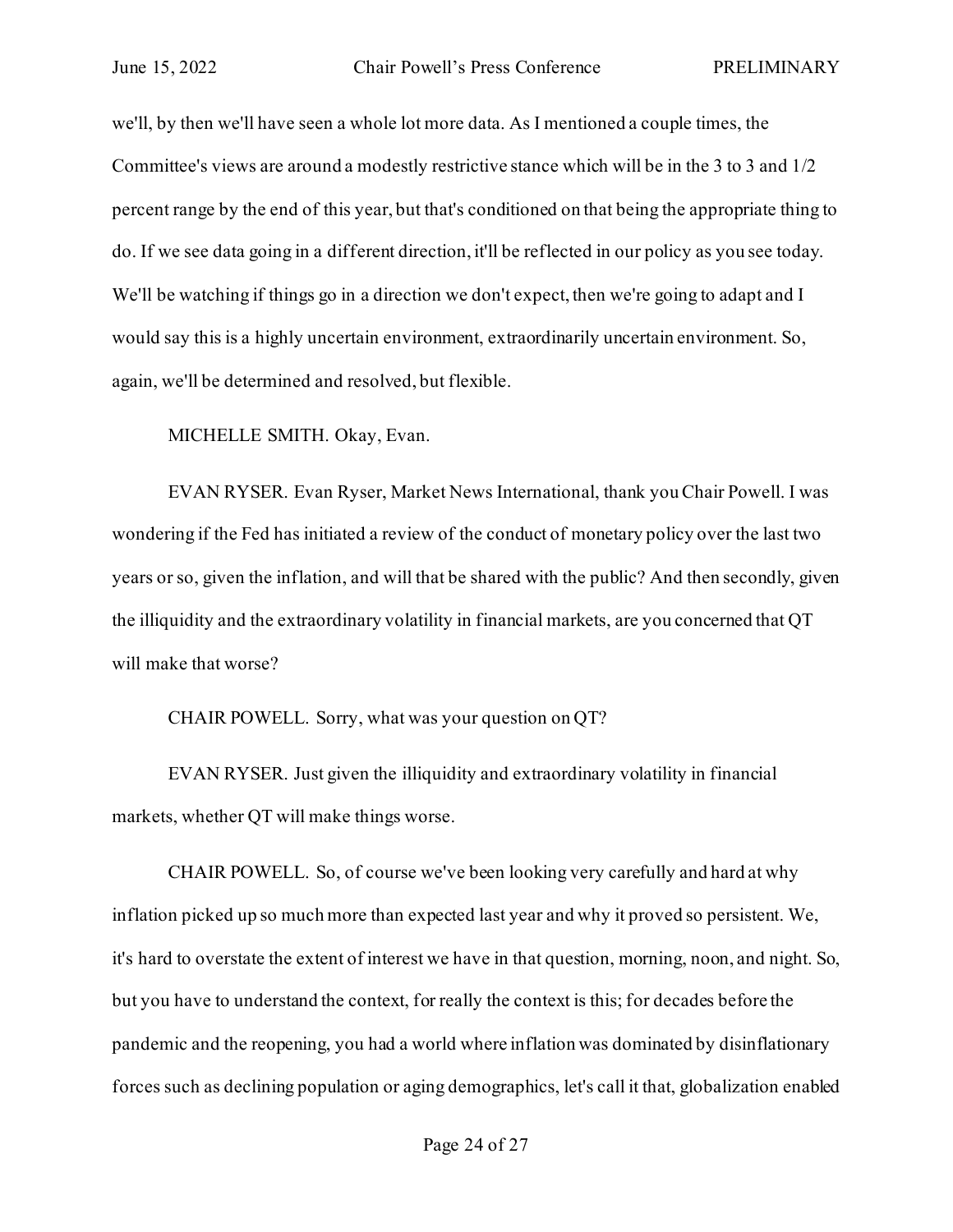we'll, by then we'll have seen a whole lot more data. As I mentioned a couple times, the Committee's views are around a modestly restrictive stance which will be in the 3 to 3 and 1/2 percent range by the end of this year, but that's conditioned on that being the appropriate thing to do. If we see data going in a different direction, it'll be reflected in our policy as you see today. We'll be watching if things go in a direction we don't expect, then we're going to adapt and I would say this is a highly uncertain environment, extraordinarily uncertain environment. So, again, we'll be determined and resolved, but flexible.

MICHELLE SMITH. Okay, Evan.

EVAN RYSER. Evan Ryser, Market News International, thank you Chair Powell. I was wondering if the Fed has initiated a review of the conduct of monetary policy over the last two years or so, given the inflation, and will that be shared with the public? And then secondly, given the illiquidity and the extraordinary volatility in financial markets, are you concerned that QT will make that worse?

CHAIR POWELL. Sorry, what was your question on QT?

EVAN RYSER. Just given the illiquidity and extraordinary volatility in financial markets, whether QT will make things worse.

CHAIR POWELL. So, of course we've been looking very carefully and hard at why inflation picked up so much more than expected last year and why it proved so persistent. We, it's hard to overstate the extent of interest we have in that question, morning, noon, and night. So, but you have to understand the context, for really the context is this; for decades before the pandemic and the reopening, you had a world where inflation was dominated by disinflationary forces such as declining population or aging demographics, let's call it that, globalization enabled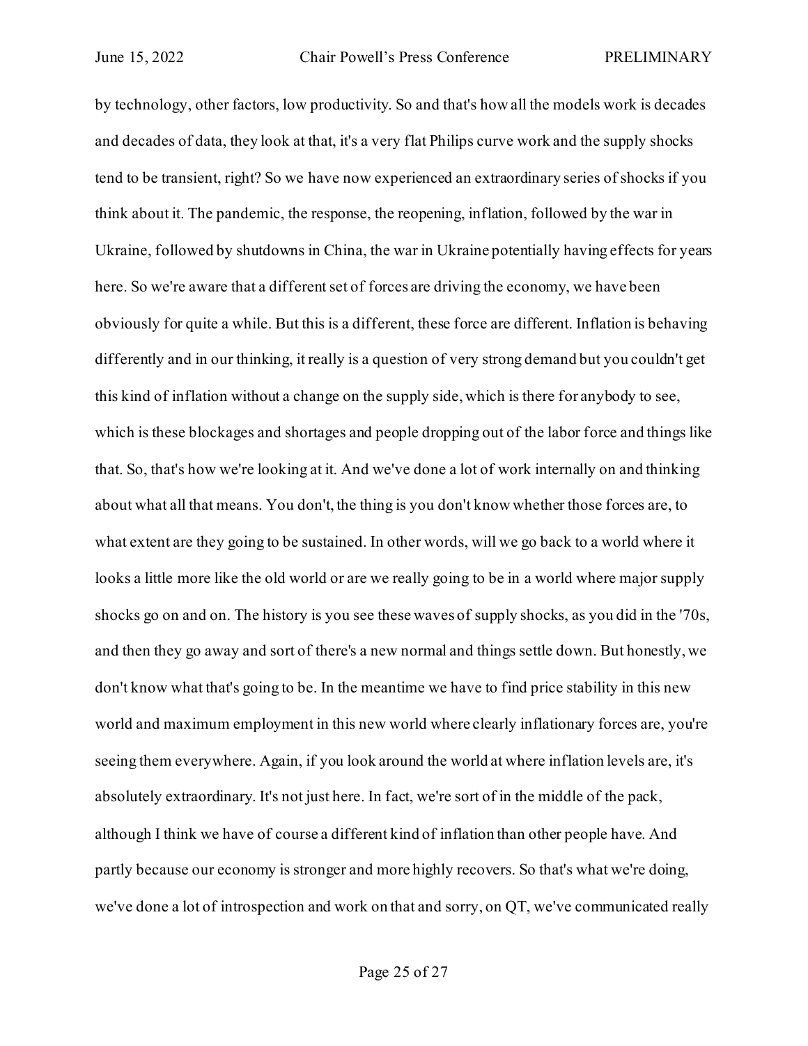by technology, other factors, low productivity. So and that's how all the models work is decades and decades of data, they look at that, it's a very flat Philips curve work and the supply shocks tend to be transient, right? So we have now experienced an extraordinary series of shocks if you think about it. The pandemic, the response, the reopening, inflation, followed by the war in Ukraine, followed by shutdowns in China, the war in Ukraine potentially having effects for years here. So we're aware that a different set of forces are driving the economy, we have been obviously for quite a while. But this is a different, these force are different. Inflation is behaving differently and in our thinking, it really is a question of very strong demand but you couldn't get this kind of inflation without a change on the supply side, which is there for anybody to see, which is these blockages and shortages and people dropping out of the labor force and things like that. So, that's how we're looking at it. And we've done a lot of work internally on and thinking about what all that means. You don't, the thing is you don't know whether those forces are, to what extent are they going to be sustained. In other words, will we go back to a world where it looks a little more like the old world or are we really going to be in a world where major supply shocks go on and on. The history is you see these waves of supply shocks, as you did in the '70s, and then they go away and sort of there's a new normal and things settle down. But honestly, we don't know what that's going to be. In the meantime we have to find price stability in this new world and maximum employment in this new world where clearly inflationary forces are, you're seeing them everywhere. Again, if you look around the world at where inflation levels are, it's absolutely extraordinary. It's not just here. In fact, we're sort of in the middle of the pack, although I think we have of course a different kind of inflation than other people have. And partly because our economy is stronger and more highly recovers. So that's what we're doing, we've done a lot of introspection and work on that and sorry, on QT, we've communicated really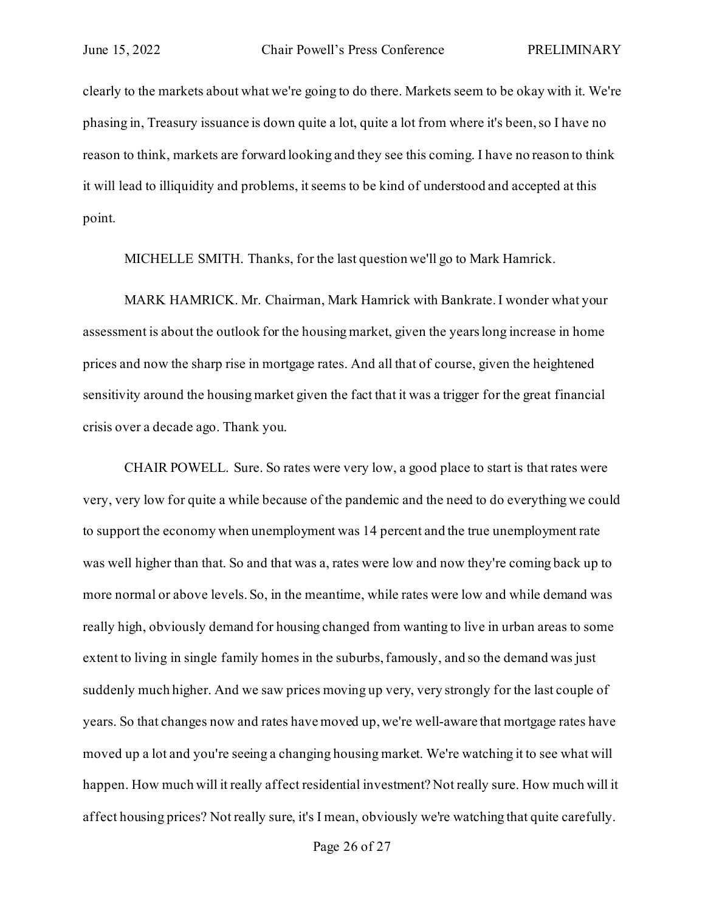clearly to the markets about what we're going to do there. Markets seem to be okay with it. We're phasing in, Treasury issuance is down quite a lot, quite a lot from where it's been, so I have no reason to think, markets are forward looking and they see this coming. I have no reason to think it will lead to illiquidity and problems, it seems to be kind of understood and accepted at this point.

MICHELLE SMITH. Thanks, for the last question we'll go to Mark Hamrick.

MARK HAMRICK. Mr. Chairman, Mark Hamrick with Bankrate. I wonder what your assessment is about the outlook for the housing market, given the years long increase in home prices and now the sharp rise in mortgage rates. And all that of course, given the heightened sensitivity around the housing market given the fact that it was a trigger for the great financial crisis over a decade ago. Thank you.

CHAIR POWELL. Sure. So rates were very low, a good place to start is that rates were very, very low for quite a while because of the pandemic and the need to do everything we could to support the economy when unemployment was 14 percent and the true unemployment rate was well higher than that. So and that was a, rates were low and now they're coming back up to more normal or above levels. So, in the meantime, while rates were low and while demand was really high, obviously demand for housing changed from wanting to live in urban areas to some extent to living in single family homes in the suburbs, famously, and so the demand was just suddenly much higher. And we saw prices moving up very, very strongly for the last couple of years. So that changes now and rates have moved up, we're well-aware that mortgage rates have moved up a lot and you're seeing a changing housing market. We're watching it to see what will happen. How much will it really affect residential investment? Not really sure. How much will it affect housing prices? Not really sure, it's I mean, obviously we're watching that quite carefully.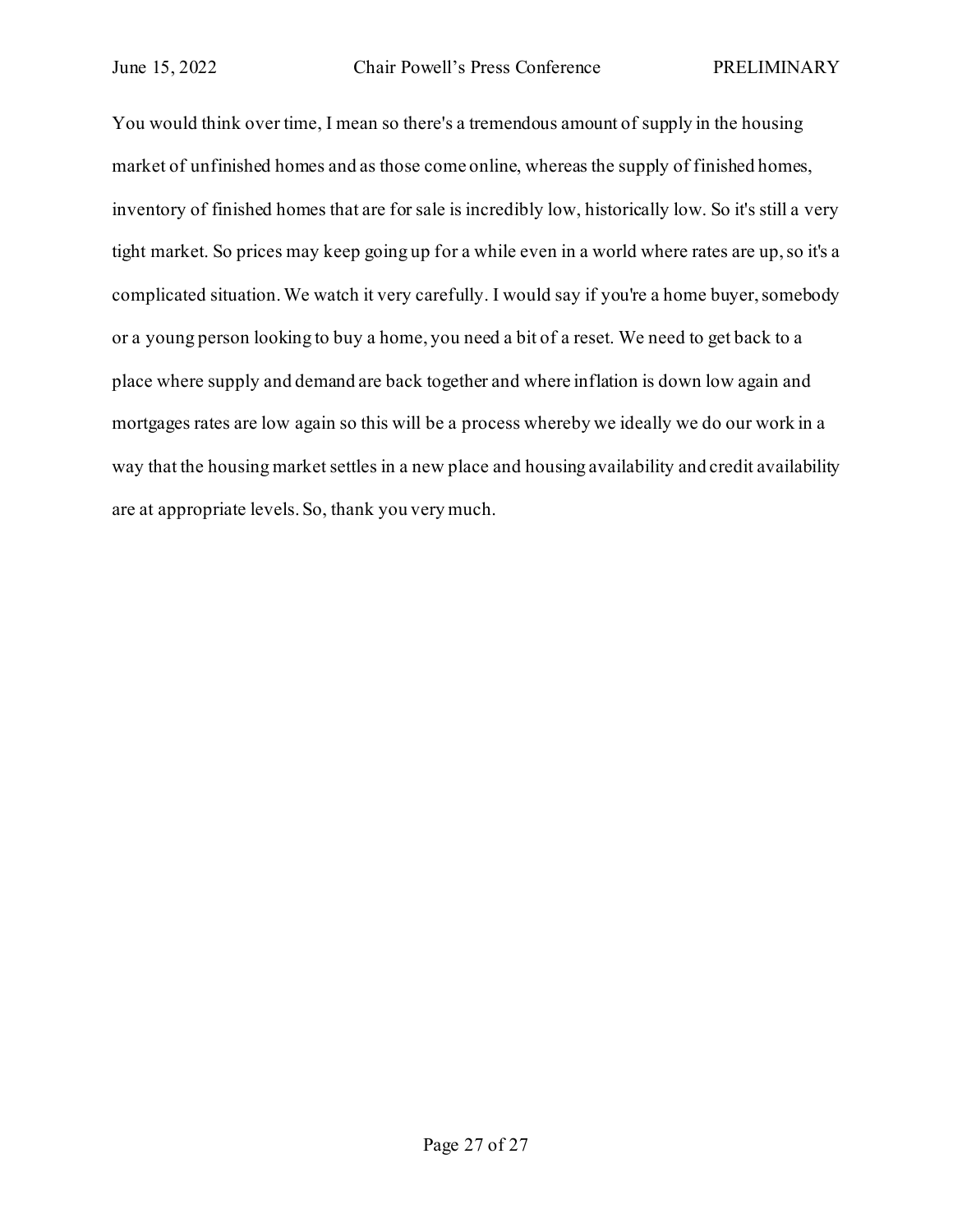You would think over time, I mean so there's a tremendous amount of supply in the housing market of unfinished homes and as those come online, whereas the supply of finished homes, inventory of finished homes that are for sale is incredibly low, historically low. So it's still a very tight market. So prices may keep going up for a while even in a world where rates are up, so it's a complicated situation. We watch it very carefully. I would say if you're a home buyer, somebody or a young person looking to buy a home, you need a bit of a reset. We need to get back to a place where supply and demand are back together and where inflation is down low again and mortgages rates are low again so this will be a process whereby we ideally we do our work in a way that the housing market settles in a new place and housing availability and credit availability are at appropriate levels. So, thank you very much.